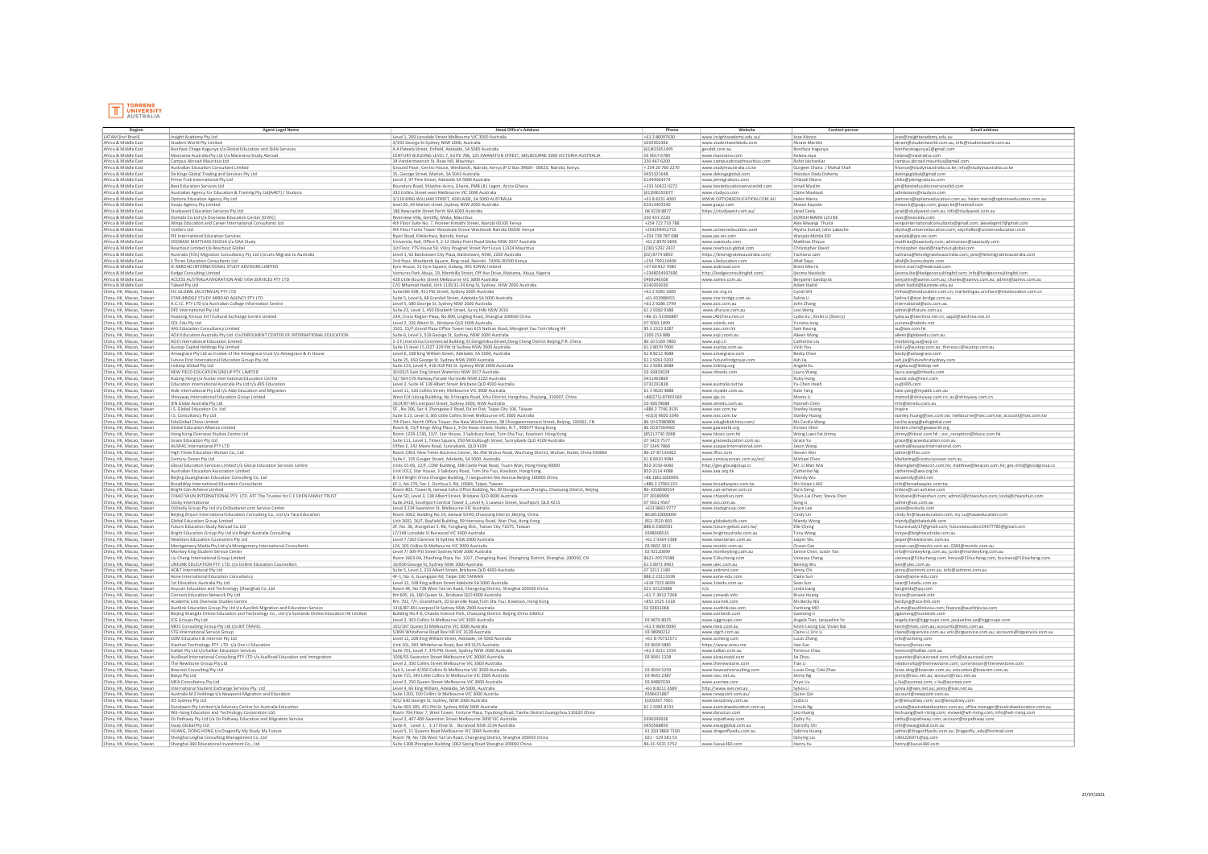TORRENS UNIVERSITY AUSTRALIA

| Region | Agent Legal Name | Head Office's Address | Phone | Website | Contact person | Email address |
|---|---|---|---|---|---|---|
| LATAM (incl Brazil) | Insight Academy Pty Ltd | Level 1, 209 Lonsdale Street Melbourne VIC 3000 Australia | +61 3 86097630 | www.insightacademy.edu.au/ | Jose Alonso | jose@insightacademy.edu.au |
| Africa & Middle East | Student World Pty Limited | 3/393 George St Sydney NSW 2000, Australia | 0292902366 | www.studentworldedu.com | Akram Mardini | akram@studentworld.com.au; info@studentworld.com.au |
| Africa & Middle East | Boniface Chege Kagunya t/a Global Education and Skills Services | A.A.Paleela Street, Enfield, Adelaide, SA 5085 Australia | (61)423051495 | gesltd.com.au | Boniface Kagunya | bonifacekagunya1@gmail.com |
| Africa & Middle East | Masiratna Australia Pty Ltd t/a Masiratna Study Abroad | CENTURY BUILDING LEVEL 7, SUITE 708, 125 SWANSTON STREET, MELBOURNE 3000 VICTORIA AUSTRALIA | 03 9017 6789 | www.masiratna.com | Kelana Jaya | kelana@masiratna.com |
| Africa & Middle East | Campus Abroad Mauritius Ltd | 34 Vandermeersch St. Rose Hill, Mauritius | 230 467 6200 | www.campusabroadmauritius.com | Rohit Jaishankar | campus.abroad.mauritius@gmail.com |
| Africa & Middle East | Australian Education Consultant Limited | Ground Floor, Centro House, Westlands, Nairobi, Kenya |P.O Box 39669 - 00623, Nairobi, Kenya. | +254 20 760 2270 | www.studyinaustralia.co.ke | Gurgeet Chana / Mahul Shah | finance@studyinaustralia.co.ke; info@studyinaustralia.co.ke |
| Africa & Middle East | De Kings Global Trading and Services Pty Ltd | 35, George Street, Marion, SA 5043 Australia | 0455321648 | www.dekingsglobal.com | Abiodun Dada Doherty | dekingsglobal@gmail.com |
| Africa & Middle East | Prime Trek International Pty Ltd | Level 3, 97 Pirie Street, Adelaide SA 5000 Australia | 61449064274 | www.ptimigrations.com | Chikodi Okoro | chika@ptimigrations.com |
| Africa & Middle East | Best Education Services Ltd | Boundary Road, Shiashie-Accra, Ghana, PMB L81 Legon, Accra-Ghana | +233 50422 0272 | www.besteducationservicesltd.com | Ismail Muslim | gm@besteducationservicesltd.com |
| Africa & Middle East | Australian Agency for Education & Training Pty Ltd(AAET) / Studyco | 333 Collins Street west Melbourne VIC 3000 Australia | (61)396292677 | www.studyco.com | Claire Maatouk | admissions@studyco.com |
| Africa & Middle East | Options Education Agency Pty Ltd | 3/118 KING WILLIAM STREET, ADELAIDE, SA 5000 AUSTRALIA | +61 8 8231 4000 | WWW.OPTIONSEDUCATION.COM.AU | Helen Meria | partners@optionseducation.com.au; helen.meria@optionseducation.com.au |
| Africa & Middle East | Gooajo Agency Pty Limited | level 26 ,44 Market street ,Sydney NSW 2000 Australia | 61413403540 | www.goajo.com | Moses Fayode | moses.k@goajo.com; goajo.ke@hotmail.com |
| Africa & Middle East | Studywest Education Services Pty Ltd | 186 Newcastle Street Perth WA 6003 Australia | 08 9228 8877 | https://studywest.com.au/ | Jarad Geely | jarad@studywest.com.au; info@studywest.com.au |
| Africa & Middle East | Domido Co.Ltd t/a Overseas Education Center (OVEC) | Riverview Villa, Gentilly, Moka, Mauritius | 230 433 2220 | | DORISH MARIE LOUSE | ovec@ovecedu.com |
| Africa & Middle East | Wings Education and Career International Consultants Ltd | 4th Floor Suite No. 7, Pioneer Kimathi Street, Nairobi 00100 Kenya | +254 722 733 788 | | Alex Mwangi Thuita | wingsinternationalconsultants@gmail.com; alexwkagmt7@gmail.com |
| Africa & Middle East | UniServ Ltd | 9th Floor Fortis Tower Woodvale Grove Westlands Nairobi 00200 Kenya | +254204452732 | www.uniserveducation.com | Alysha Esmail; John Labache | alysha@uniserveducation.com; seychelles@uniserveducation.com |
| Africa & Middle East | PIE International Education Services | Nyeri Road, Kilelesh​wa, Nairobi, Kenya | +254 728 787 088 | www.pie-ies.com | Wanjala Mshila SIC | wanjala@pie-ies.com |
| Africa & Middle East | OSOBASE MATTHIAS EHIZUA t/a OAA Study | University Hall, Office 9, 2-12 Glebe Point Road Glebe NSW 2037 Australia | +61 2 8970 0696 | www.oaastudy.com | Matthias Ehizua | matthias@oaastudy.com; admissions@oaastudy.com |
| Africa & Middle East | Reachout Limited t/a Reachout Global | 1st Floor, YTS House 59, Volcy Pougnet Street Port Louis 11324 Mauritius | (230) 5292 2437 | www.reachout-global.com | Christopher David | christopher.david@reachout-global.com |
| Africa & Middle East | Australia (TOL) Migration Consultancy Pty Ltd t/a Lets Migrate to Australia | Level 2, 92 Bankstown City Plaza, Bankstown, NSW, 2200 Australia | (02) 8774 6850 | https://letsmigratetoaustralia.com/ | Tachiona Lem | tachiona@letsmigratetoaustralia.com; jane@letsmigratetoaustralia.com |
| Africa & Middle East | S Three Education Consultants Ltd | 2nd floor, Westlands Square, Ring road, Nairobi- 74206-00200 Kenya | +254 799114400 | www.s3education.com | Altaf Daya | altaf@s3consultants.com |
| Africa & Middle East | IE ABROAD INTERNATIONAL STUDY ADVISORS LIMITED | Eyre Square, 21 Eyre Square, Galway, H91 X2NW, Ireland | +27 60 812 7080 | www.ieabroad.com | Brent Morris | brent.morris@ieabroad.com |
| Africa & Middle East | Kedge Consulting Limited | Ventures Park Abuja, 29, Mambilla Street, Off Aso Drive, Maitama, Abuja, Nigeria | +2348034997690 | http://kedgeconsultingltd.com/ | Ijeoma Nwokolo | ijeoma.ibe@kedgeconsultingltd.com; info@kedgeconsultingltd.com |
| Africa & Middle East | ACCESS AUSTRALIA MIGRATION AND VISA SERVICES PTY LTD | 428 Little Bourke Street Melbourne VIC 3000 Australia | 0469346508 | www.aamvs.com.au | Benjamin Sandqvist | benjamin@aamvs.com.au; charles@aamvs.com.au; admin@aamvs.com.au |
| Africa & Middle East | Takeed Pty Ltd | C/O Mhamad Hadid, Unit 1139,31-34 King St, Sydney, NSW 2000 Australia | 6140303030 | | Adam Hadid | adam.hadid@laureate.edu.au |
| China, HK, Macao, Taiwan | EIC GLOBAL (AUSTRALIA) PTY LTD | Suite506-508, 451 Pitt Street, Sydney 2000 Australia | +61 2 9281 5000 | www.eic.org.cn | Cyndi Shi | shihao@eiceducation.com.cn; marketingau.onshore@eiceducation.com.cn |
| China, HK, Macao, Taiwan | STAR-BRIDGE STUDY ABROAD AGENCY PTY LTD | Suite 5, Level 6, 68 Grenfell Street, Adelaide SA 5000 Australia | +61 433988455 | www.star-bridge.com.au | Selina Li | Selina.li@star-bridge.com.au |
| China, HK, Macao, Taiwan | A.C.I.C. PTY LTD t/a Australian College Information Centre | Level 5, 580 George St, Sydney NSW 2000 Australia | +61 2 9286 3799 | www.acic.com.au | John Zhang | international@acic.com.au |
| China, HK, Macao, Taiwan | DFE International Pty Ltd | Suite 23, Level 1, 450 Elizabeth Street, Surry Hills NSW 2010 | 61 2 9282 9388 | www.dfuture.com.au | Lexi Weng | admin@dfuture.com.au |
| China, HK, Macao, Taiwan | Huatong Xinnuo Int'l Cultural Exchange Centre Limited | 23H, Cross Region Plaza, No.899, Lingling Road, Shanghai 200030 China | +86-21-51506887 | www.JAEChina.net.cn | Lydia Xu ; Xinlei Li (Sherry) | lydia.xu@jaechina.net.cn; app2@jaechina.net.cn |
| China, HK, Macao, Taiwan | SOL Edu Pty Ltd | Level 2, 226 Albert St., Brisbane QLD 4000 Australia | 07 3003 1899 | www.soledu.net | Yuriana Jung | yuriana@soledu.net |
| China, HK, Macao, Taiwan | AAS Education Consultancy Limited | 1501, 15/F,Grand Plaza Office Tower two 625 Nathan Road, Mongkok Yau Tsim Mong HK | 85 2 2323 3287 | www.aas.com.hk | Sam Kwong | au@aas.com.hk |
| China, HK, Macao, Taiwan | AOJI Education Australia Pty Ltd. t/a ENROLMENT CENTER OF INTERNATIONAL EDUCATION | Suite 6, Level 3, 539 George St, Sydney, NSW 2000 Australia | 1300 253 888 | www.aoji.com.au | Aileen Wang | aileen@globeedu.com.au |
| China, HK, Macao, Taiwan | AOJI International Education Limited | 2-3 F,Interchina Commercial Building 33 DengshikouStreet,Dong Cheng District Beijing,P.R. China | 86 10 5169 7800 | www.aoji.cn | Catherine Liu | marketing.au@aoji.cn |
| China, HK, Macao, Taiwan | Austop Capital Holdings Pty Limited | Suite 15 level 15 /327-329 Pitt St Sydney NSW 2000 Australia | 61 2 8079 7000 | www.austop.com.au | Vicki You | vicki.y@austop.com.au; theresa.c@austop.com.au |
| China, HK, Macao, Taiwan | Amaagrace Pty Ltd as trustee of the Amaagrace trust t/a Amaagrace & In House | Level 6, 108 King William Street, Adelaide, SA 5000, Australia | 61 8 8212 4088 | www.amaagrace.com | Becky Chen | becky@amaagrace.com |
| China, HK, Macao, Taiwan | Future First International Education Group Pty Ltd | Suite 25, 650 George St, Sydney NSW 2000 Australia | 61 2 9261 0202 | www.futurefirstgroup.com | Ash Jia | ash.jia@futurefirstsydney.com |
| China, HK, Macao, Taiwan | Linktop Global Pty Ltd | Suite 153, Level 4, 414-418 Pitt St. Sydney NSW 2000 Australia | 61 2 9281 6088 | www.linktop.org | Angela Xu | angela.xu@linktop.net |
| China, HK, Macao, Taiwan | NEW FIELD EDUCATION GROUP PTY LIMITED | 303D5/5 Sam Sing Street Waterloo NSW 2017 Australia | 02-92833028 | www.nfeedu.com | Laura Wang | laura.wang@nfeedu.com |
| China, HK, Macao, Taiwan | Rubing Hong t/a Austar Internation Education Centre | 52/ 564-576 Railway Parade Hurstville NSW 2220 Australia | 0411465869 | | Ruby Hong | austar.edu@msn.com |
| China, HK, Macao, Taiwan | Education International Australia Pty Ltd t/a JRIS Education | Level 2, Suite 4E 138 Albert Street Brisbane QLD 4000 Australia | 0732291838 | www.australia.net.tw | Yu-Chen Hsieh | yu@JRIS.com |
| China, HK, Macao, Taiwan | Aide International Pty Ltd t/a Aide Education and Migration | Level 11, 520 Collins Street, Melbourne VIC 3000 Australia | 61 3 9620 4888 | www.myaide.com.au | Kate Yang | kate.yang@myaide.com.au |
| China, HK, Macao, Taiwan | Shinyway International Education Group Limited | West F/4 Julong Building, No.9 Hangda Road, Xihu District, Hangzhou, Zhejiang, 310007, China | +86(571) 87901569 | www.igo.cn | Momo Li | momoli@shinyway.com.cn; au@shinyway.com.cn |
| China, HK, Macao, Taiwan | IEN Globe Australia Pty Ltd | 1614/87-89 Liverpool Street, Sydney 2000, NSW Australia | 02-92678688 | www.ienedu.com.au | Hannah Chen | info@ienedu.com.au |
| China, HK, Macao, Taiwan | I.S. Global Education Co. Ltd. | 5F., No.206, Sec.4, Zhongxiao E.Road, Da'an Dist, Taipei City 106, Taiwan | +886 2 7746 3535 | www.isec.com.tw | Sharley Huang | inspire |
| China, HK, Macao, Taiwan | I.S. Consultancy Pty Ltd | Suite 3.13, Level 3, 365 Little Collins Street Melbourne VIC 3000 Australia | +61(3) 9600 3346 | www.isec.com.tw | Sharley Huang | stanley.huang@isec.com.tw; melbourne@isec.com.tw; account@isec.com.tw |
| China, HK, Macao, Taiwan | EduGlobal China Limited | 7th Floor, North Office Tower, the New World Centre, 3B Chongwenmenwai Street, Beijing, 100062, CN | 86 10 67086808 | www.eduglobalchina.com/ | Ms Cecilia Wang | cecilia.wang@eduglobal.com |
| China, HK, Macao, Taiwan | Global Education Alliance Limited | Room 8, 15/F Kings Wing Plaza 1, 3 On Kwan Street, Shatin, N.T., 999077 Hong Kong | 86 20 87564402 | www.geaworld.org | Kirsten Chen | kirsten.chen@geaworld.org |
| China, HK, Macao, Taiwan | Hong Kong Overseas Studies Centre Ltd | Room 1229-1230, 12/F, Star House, 3 Salisbury Road, Tsim Sha Tsui, Kowloon. Hong Kong | (852) 2730 2068 | www.hkosc.com.hk | Wong Luen-fat Jimmy | jimmy@hkosc.com.hk ; osc_reception@hkosc.com.hk |
| China, HK, Macao, Taiwan | Grace Education Pty Ltd | Suite 111, Level 1, Times Square, 250 McCullough Street, Sunnybank QLD 4109 Australia | 07 3423 7577 | www.graceeducation.com.au | Grace Yu | grace@graceeducation.com.au |
| China, HK, Macao, Taiwan | AUSPAC International PTY LTD | Office E, 242 Mains Road, Sunnybank, QLD 4109 | 07 3349 7868 | www.auspacinternational.com | Jason Wang | vandra@auspacinternational.com |
| China, HK, Macao, Taiwan | High Times Education Wuhan Co., Ltd | Room 2303, New Times Business Center, No.456 Wuluo Road, Wuchang District, Wuhan, Hubei, China 430064 | 86-27-87134362 | www.ifhsc.com | Steven Wei | admin@ifhsc.com |
| China, HK, Macao, Taiwan | Century Ocean Pty Ltd | Suite F, 105 Gouger Street, Adelaide, SA 5000, Australia | 61 8 8410 4984 | www.centuryocean.com.au/en/ | Michael Chen | Marketing@centuryocean.com.au |
| China, HK, Macao, Taiwan | Glocal Education Services Limited t/a Glocal Education Services Centre | Units 01-06, 12/F, CDW Building, 368 Castle Peak Road, Tsuen Wan, Hong Kong 00000 | 852-3150-6060 | http://geo.glocalgroup.cc | Mr. Li Man Wai | kitwinglam@beacon.com.hk; matthew@beacon.com.hk; geo.info@glocalgroup.cc |
| China, HK, Macao, Taiwan | Australian Education Association Limited | Unit 1012, Star House, 3 Salisbury Road, Tsim Sha Tsui, Kowloon, Hong Kong | 852-2114 4088 | www.aea.org.hk | Catherine Ng | catherine@aea.org.hk |
| China, HK, Macao, Taiwan | Beijing Guangtianan Education Consulting Co. Ltd | B-319 Bright China Chengan Building, 7 Jianguomen Nei Avenue Beijing 100005 China | +86 18611600005 | | Wendy Wu | wuwendy@263.net |
| China, HK, Macao, Taiwan | BroadWay International Education Consultants | 6F-1, No.376, Sec 1, Dunhua S. Rd, 10684, Taipei, Taiwan | +886 2 27061223 | www.broadwayiec.com.tw | Ms Vivian LIAO | info@broadwayiec.com.tw |
| China, HK, Macao, Taiwan | Bright Can-Achieve Limited | Room 802, Tower B, Jianwai Soho Office Building, No.39 Dongsanhuan Zhonglu, Chaoyang District, Beijing | 86-1058690554 | www.can-achieve.com.cn | Paris Deng | intlano@can-achieve.com |
| China, HK, Macao, Taiwan | CHIAO SHUN INTERNATIONAL PTY. LTD. ATF The Trustee for C F CHEN FAMILY TRUST | Suite 5D, Level 3, 138 Albert Street, Brisbane QLD 4000 Australia | 07 30189999 | www.chiaoshun.com | Shun-Lai Chen; Stevia Chen | brisbane@chiaoshun.com; admin3@chiaoshun.com; koda@chiaoshun.com |
| China, HK, Macao, Taiwan | Ozsky International | Suite 2410, Southport Central Tower 2, Level 4, 5 Lawson Street, Southport, QLD 4215 | 07 5631 4567 | www.ozs.com.au | Song Li | admin@ozs.com.au |
| China, HK, Macao, Taiwan | OzStudy Group Pty Ltd t/a OzStudynet.com Service Center | Level 3 234 Swanston St, Melbourne VIC Australia | +613 9663 9777 | www.studygroup.com | Joyce Lee | joyce@ozstudy.com |
| China, HK, Macao, Taiwan | Beijing Zhiyun International Education Consulting Co., Ltd t/a Tasa Education | Room 2002, Building No.14, Jianwai SOHO,Chaoyang District ,Beijing, China | 8618510000000 | | Cindy Lin | cindy.lin@tasaeducation.com; ivy.su@tasaeducation.com |
| China, HK, Macao, Taiwan | Global Education Group Limited | Unit 2602, 26/F, Bayfield Building, 99 Hennessy Road, Wan Chai, Hong Kong | .852-2520-803 | www.globaleduhk.com | Mandy Wong | mandy@globaleduhk.com |
| China, HK, Macao, Taiwan | Future Education Study Abroad Co.Ltd | 2F, No. 36, Jhongshan S. Rd, Yongkang Dist., Tainan City 71075, Taiwan | 886 6 2360591 | www.future-getset.com.tw/ | Elle Cheng | futurestudy17@gmail.com; futureeducation24377785@gmail.com |
| China, HK, Macao, Taiwan | Bright Education Group Pty Ltd t/a Bright Australia Consulting | L7/188 Lonsdale St Burwood VIC 3000 Australia | 0398908535 | www.brightaustralia.com.au | Tony Wang | tonyw@brightaustralia.com.au |
| China, HK, Macao, Taiwan | NewStars Education Counselors Pty Ltd | Level 7 /263 Clarence St Sydney NSW 2000 Australia | +61 2 9264 5388 | www.newstarsec.com.au | Jasper Wu | jasper@newstarsec.com.au |
| China, HK, Macao, Taiwan | Montgomery Media Pty Ltd t/a Montgomery International Consultants | L24, 303 Collins St Melbourne VIC 3000 Australia | 03 9602 3611 | www.montic.com.au | Ocean Cao | ocean.cao@montic.com.au; GSM@montic.com.au |
| China, HK, Macao, Taiwan | Monkey King Student Service Center | Level 7/ 309 Pitt Street Sydney NSW 2000 Australia | 02 92120099 | www.monkeyking.com.au | Jennie Chen; Justin Yan | info@monkeyking.com.au; justin@monkeyking.com.au |
| China, HK, Macao, Taiwan | Liu Cheng International Group Limited | Room 2603-04, Zhaofeng Plaza, No. 1027, Changning Road, Changning District, Shanghai, 200050, CN | 8621-20175588 | www.51lucheng.com | Vanessa Cheng | vanessa@51lucheng.com; hxsuo@51lucheng.com; business@51lucheng.com. |
| China, HK, Macao, Taiwan | UNILINK EDUCATION PTY. LTD. t/a Unilink Education Counsellors | 16/650 George St, Sydney NSW 2000 Australia | 61 2 8971 9963 | www.ulec.com.au | Beining Wu | ben@ulec.com.au |
| China, HK, Macao, Taiwan | ACE T International Pty Ltd | Suite 5, Level 2, 233 Albert Street, Brisbane QLD 4000 Australia | 07 3211 1180 | www.acttmmi.com.au | Jenny Chi | jenny@acttmmi.com.au; info@acttmmi.com.au |
| China, HK, Macao, Taiwan | Aone International Education Consultancy | 4F-1, No. 6, Guangqian Rd, Taipei 100 TAIWAN | 886 2 23113338 | www.aone-edu.com | Claire Sun | claire@aone-edu.com |
| China, HK, Macao, Taiwan | 1st Education Australia Pty Ltd | Level 12, 108 King William Street Adelaide SA 5000 Australia | +618 7225 8699 | www.1stedu.com.au | Sean Sun | sean@1stedu.com.au |
| China, HK, Macao, Taiwan | Aoyuan Education and Technology (Shanghai) Co.,Ltd | Room 4K, No 728 West Yan'an Road, Changning District, Shanghai 200050 China | 021-32125088 | n/a | Linda Liang | liangllnda@qq.com |
| China, HK, Macao, Taiwan | Connect Education Network Pty Ltd | Rm 605, L6, 180 Queen St., Brisbane QLD 4000 Australia | +61-7-3012 7268 | www.cenweb.info | Bruce Huang | bruce@cenweb.info |
| China, HK, Macao, Taiwan | Academic Link Overseas Studies Centre | Rm. 702, 7/F, Grandmark, 10 Granville Road,Tsim Sha Tsui, Kowloon, Hong Kong | +852 3525 1318 | www.aca-link.com | Ms Becky NG | beckyng@aca-link.com |
| China, HK, Macao, Taiwan | Austlink Education Group Pty Ltd t/a Austlink Migration and Education Service | 1316/87-89 Liverpool St Sydney NSW 2000 Australia | 02 92831068 | www.austlinkvisa.com | Yanhong MO | yh.mo@austlinkvisa.com; finance@austlinkvisa.com |
| China, HK, Macao, Taiwan | Beijing Shangde Online Education and Technology Co., Ltd t/a Sunlands Online Education HK Limited | Building No 4-6, Chaolai Science Park, Chaoyang District. Beijing China 100012 | | www.sunlands.com | Gaoneng Ji | jigaoneng@sunlands.com |
| China, HK, Macao, Taiwan | ICG Groups Pty Ltd | Level 2, 303 Collins St Melbourne VIC 3000 Australia | 03 9670 8025 | www.icggroups.com | Angela Tian; Jacqueline Ye | angela.tian@icggroups.com; jacqueline.ye@icggroups.com |
| China, HK, Macao, Taiwan | MEIC Consulting Group Pty Ltd t/a BIT TRAVEL | 101/167 Queen St Melbourne VIC 3000 Australia | +61 3 9600 0090 | www.meic.com.au | Kevin Lisong Cai; Vivian Bai | kevin@meic.com.au; accounts@meic.com.au |
| China, HK, Macao, Taiwan | STG International Service Group | 5/899 Whitehorse Road Box Hill VIC 3128 Australia | 03 98990212 | www.stgch.com.au | Claire Li; Eric Li | claire@stgservice.com.au; eric@stgservice.com.au; accounts@stgservice.com.au |
| China, HK, Macao, Taiwan | OZM Education & Internet Pty Ltd | Level 12, 108 King William Street, Adelaide, SA 5000 Australia | +61-8-70732571 | www.ozmeng.com | Lucas Zhang | info@ozmeng.com |
| China, HK, Macao, Taiwan | Xiaohan Technology PTY. LTD. t/a One U Education | Unit 101, 991 Whitehorse Road, Box Hill 3125 Australia | 03 9028 5885 | https://www.oneu.me | Han Sun | hansun@oneu.me |
| China, HK, Macao, Taiwan | Kailian Pty Ltd t/a Kailian Education Services | Suite 701, Level 7, 370 Pitt Street, Sydney NSW 2000 Australia | +61 2 9211 1559 | www.kailian.com.au | Terence Chau | terence@kailian.com.au |
| China, HK, Macao, Taiwan | AusRoad International Consulting PTY LTD t/a AusRoad Education and Immigration | 1006/55 Swanston Street Melbourne VIC 30000 Australia | 03 9041 1328 | www.aicausroad.com | Jie Zhou | queenieo@aicausroad.com; info@aicausroad.com |
| China, HK, Macao, Taiwan | The NewStone Group Pty Ltd | Level 2, 350 Collins Street Melbourne VIC 3000 Australia | | www.thenewstone.com | Tian Li | relationship@thenewstone.com; commission@thenewstone.com |
| China, HK, Macao, Taiwan | Bowrain Consulting Pty Ltd | Suit 5, Level 4/350 Collins St Melbourne VIC 3000 Australia | 03 9034 5259 | www.bowrainconsulting.com | Lucas Ding; Coki Zhao | lucas.ding@bowrain.com.au; education@bowrain.com.au |
| China, HK, Macao, Taiwan | Basyu Pty Ltd | Suite 715, 343 Little Collins St Melbourne VIC 3000 Australia | 03 9642 2387 | www.rasc.net.au | Jenny Ng | jenny@rasc.net.au; account@rasc.net.au |
| China, HK, Macao, Taiwan | IMEA Consultancy Pty Ltd | Level 2, 250 Queen Street Melbourne VIC 3000 Australia | 03 84887630 | www.ausmea.com | Yoyo Liu | y.liu@ausmea.com; c.liu@ausmea.com |
| China, HK, Macao, Taiwan | International Student Exchange Services Pty. Ltd | Level 4, 66 King William, Adelaide, SA 5000, Australia | +61 8 8211 6589 | http://www.ises.net.au | Sylvia Li | sylvia.li@ises.net.au; jenny@ises.net.au |
| China, HK, Macao, Taiwan | Australia M2 Holdings t/a Newpoint Migration and Education | Suite 1203, 350 Collins St Melbourne VIC 3000 Australia | 0306421887 | www.newpoint.com.au/ | Quinn Qin | account@newpoint.com.au |
| China, HK, Macao, Taiwan | IES Sydney Pty Ltd | 401/ 630 George St, Sydney, NSW 2000 Australia | (02)9267 7001 | www.iessydney.com.au | Lydia Li | pr@iessydney.com; acc@iessydney.com |
| China, HK, Macao, Taiwan | Dundawin Pty Limited t/a Advisory Centre for Australia Education | Suite 303-305, 451 Pitt St, Sydney NSW 2000 Australia | 61 2 9281 8133 | www.australiaeducation.com.au | Ursula Ng | ursula@australiaeducation.com.au; office.manager@australiaeducation.com.au |
| China, HK, Macao, Taiwan | Wit-rising Education and Technology Corporation Ltd. | Room 704,Floor 7, West Tower, Fortune Plaza, Tiyudong Road, Tianhe District Guangzhou 510620 China | | www.daruicun.com | Leo Huang | leohuang@wit-rising.com; vivawei@wit-rising.com; info@wit-rising.com |
| China, HK, Macao, Taiwan | Oz Pathway Pty Ltd t/a Oz Pathway Education and Migration Service | Level 2, 407-409 Swanston Street Melbourne 3000 VIC Australia | 0396399926 | www.ozpathway.com | Cathy Fu | cathy@ozpathway.com; account@ozpathway.com |
| China, HK, Macao, Taiwan | Eway Global Pty Ltd | Suite A, Level 1, 1-17 Elsie St, Burwood NSW 2134 Australia | 0450068859 | www.ewayglobal.com.au | Dorothy Shi | info@ewayglobal.com.au |
| China, HK, Macao, Taiwan | HUANG, DONG HONG t/a DragonFly My Study My Future | Level 5, 11 Queens Road Melbourne VIC 3004 Australia | 61 (0)3 9869 7100 | www.dragonflyedu.com.au | Sabrina Huang | admin@dragonflyedu.com.au; Dragonfly_edu@hotmail.com |
| China, HK, Macao, Taiwan | Shanghai Linghai Consulting Management Co.,Ltd | Room 7B, No 726 West Yan'an Road, Changning District, Shanghai 200050 China | 021 - 529 581 53 | | Qinying Liu | 1401226971@qq.com |
| China, HK, Macao, Taiwan | Shanghai 360 Educational Investment Co., Ltd | Suite 1308 Zhongtian Building 1063 Siping Road Shanghai 200092 China | 86-21-5031 5752 | www.liuxue360.com | Henry Xu | henry@liuxue360.com |

27/07/2021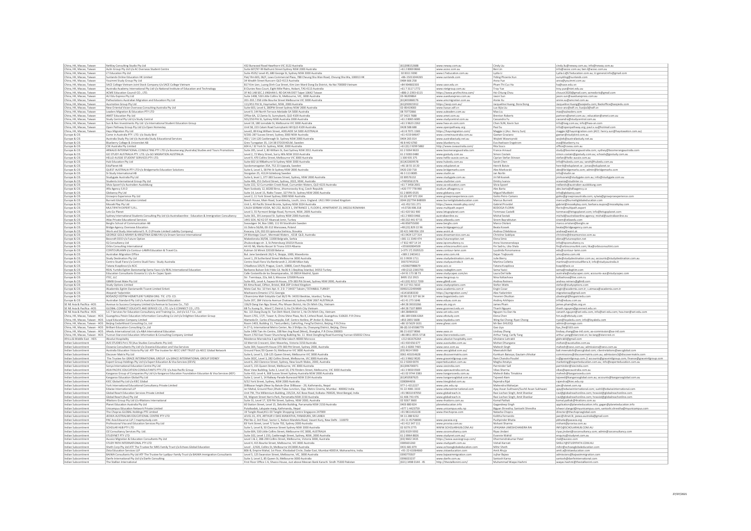| China, HK, Macao, Taiwan | NeWay Consulting Studio Pty Ltd | 432 Burwood Road Hawthorn VIC 3122 Australia | (61)398152688 | www.neway.com.au | Cindy Liu | cindy.liu@neway.com.au; info@neway.com.au |
|---|---|---|---|---|---|---|
| China, HK, Macao, Taiwan | Aolin Group Pty Ltd t/a AC Overseas Student Centre | Suite 607/97-99 Bathurst Street Sydney NSW 2000 Australia | +61 2 8069 8666 | www.acosc.com.au | Ben Lin | info@acosc.com.au; ben.l@acosc.com.au |
| China, HK, Macao, Taiwan | LT Education Pty Ltd | Suite 4535/ Level 45, 680 George St, Sydney NSW 2000 Australia | 02 8311 9390 | www.LTeducation.com.au | Lydia Li | Lydia.Li@LTeducation.com.au; Lt.general.info@gmail.com |
| China, HK, Macao, Taiwan | Sunlands Online Education HK Limited | Flat/ Rm 603, 06/F, Laws Commercial Plaza, 788 Cheung Sha Wan Road, Cheung Sha Wa, 100013 HK | +86-15011044265 | www.sunlands.com | Yiding Phoenix Xun | xunyiding@sunlands.com |
| China, HK, Macao, Taiwan | Youimmi Study Group Pty Ltd | 34 Wealth Street Runcorn QLD 4113 Australia | 0484 666 258 | www.youimmi.com.au | Anna Yue | anna@youimmi.com.au |
| China, HK, Macao, Taiwan | SACE College Vietnam Joint Stock Company t/a SACE College Vietnam | B17 Kim Lien, Luong Dinh Cua Street, Kim Lien Ward Dong Da District, Ha Noi 700000 Vietnam | +84 904802303 | www.sace.edu.vn | Pham Thi Cuc Ha | ha@sace.edu.vn |
| China, HK, Macao, Taiwan | Australia Academy International Pty Ltd t/a National Institute of Education and Technology | 8 Clunies Ross Court, Eight Mile Plains, Hobart, TAS 4113 Australia | +61 7 3117 1772 | www.nietgroup.com.au | Troy Yue | troy.yue@niet.edu.au |
| China, HK, Macao, Taiwan | ACME Education Council CO., LTD. | 3F NO.148 SEC.2 ANSHAN S. RD DA'AN DIST Taipei 10642 Taiwan | +886-2-2393-6115 | https://www.profinchina.com/ | Hsi-Chung Chou | chousir2020@gmail.com; acmedoris@gmail.com |
| China, HK, Macao, Taiwan | AU Edu Express Pty Ltd | Suite 1408, 530 Little Collins St, Melbourne, VIC, 3000 Australia | 03-96209864 | www.aueduexpress.com.au | Jason Sun | jason.sun@aueduexpress.com.au |
| China, HK, Macao, Taiwan | Pathsolutions Australian Migration and Education Pty Ltd | 201-202 / 258 Little Bourke Street Melbourne VIC 3000 Australia | (61)401868176 | www.amcmigration.com.au | Annie Xu | annie.xu@amcmel.com.au |
| China, HK, Macao, Taiwan | Ausmotive Group Pty Ltd | 111/451 Pitt St, Haymarket, NSW, 2000 Australia | (61)292815912 | https://aoqi.com.au/ | Jacqueline Huang; Dora Dong | Jacqueline.Huang@aoqiedu.com.au; Backoffice@aoqiedu.com |
| China, HK, Macao, Taiwan | New Oriental Vision Overseas Consulting Australia Pty Ltd | Suite 603, Level 6, 280Pitt Street Sydney NSW 2000 Australia | 02-85419083 | www.liuxue.xdf.cn | Luo Xijia Liu | novo-anz@xdf.cn; liuxijia@xdf.cn |
| China, HK, Macao, Taiwan | Leaders Migration & Education PTY LTD | Level 9, 144 North Terrace Adelaide SA 5000 Australia | 08 70772866 | www.auleaders.com.au | Max Liu | max@auleaders.com |
| China, HK, Macao, Taiwan | AMET Education Pty Ltd | Office 6A, 12 Zamia St, Sunnybank, QLD 4109 Australia | 07 3423 7688 | www.amet.com.au | Brenton Roberts | partners@amet.com.au; education@amet.com.au |
| China, HK, Macao, Taiwan | Study Central Pty Ltd t/a Study Central | 501/350 Pitt St, Sydney NSW Australia 2000 Australia | +61 2 8065 6085 | www.studycentral.com.au | Cassandra Yu | cassandra@studycentral.com.au |
| China, HK, Macao, Taiwan | Sun & Ren Investments Pty Ltd t/a International Student Education Group | Level 19, 180 Lonsdale St, Melbourne VIC 3000 Australia | +61 3 9623 2262 | www.fwa-sn.com.com | Chen SUN; Kevin Sun | info@iseg.com.au; info@fwa-sn.com |
| China, HK, Macao, Taiwan | Open Pathway Group Pty Ltd t/a Open Homestay | Unit 58, 223 Calam Road Sunnybank Hill QLD 4109 Australia | 0428 588 688 | www.openpathway.org | Paul Su | info@openpathway.org; paul.x.su@hotmail.com |
| China, HK, Macao, Taiwan | Hays Migration Pty Ltd | Level2, 89 King William Street, ADELAIDE SA 5000 AUSTRALIA | +61 8 7071 1583 | https://haysmigration.com/ | Maggie Li (Acc: Henry Sun) | maggie.li@haysmigration.com (ACC: henry.sun@haystaxation.com.au) |
| Europe & CIS | Come in Australia PTY. LTD. t/a Study Bird | 9/281-287 Sussex Street, Sydney 2000 NSW Australia | +61 4359 84647 | www.comeinaustralia.com.au | Gaetan Graziano | gaetan@studybird.com.au |
| Europe & CIS | Australia Study Pty Ltd t/a Australia Study Educational Services | 402 / 114-120 Castlereagh St. Sydney NSW 2000 Australia | 0404 265 014 | www.australiastudy.net.au | Wojtek Wawrzynski | wojtek@australiastudy.net.au |
| Europe & CIS | Blueberry College & Universitet AB | Grev Turegatan 35, 114 38 STOCKHOLM, Sweden | 46 8 442 6760 | www.blueberry.nu | Eva Axelsson Engstrom | eva@blueberry.nu |
| Europe & CIS | CSE Australia Pty Limited | 604 A / 32 York St, Sydney, NSW, 2000 Australia | +61 (0) 2 9299 5882 | http://www.cseaustralia.com/ | Rita Szucs | office@cseau.com.au |
| Europe & CIS | ARNAUD INTERNATIONAL CONSULTING PTY LTD t/a Boomerang (Australia) Studies and Tours Promotions | Suite 205, Level 2, 80 William St, East Sydney NSW 2011 Australia | 61 2 9264 9633 | www.boomerangaustralia.com | France Arnaud | study@boomerangaustralia.com; sydney@boomerangaustralia.com |
| Europe & CIS | GO STUDY AUSTRALIA PTY. LTD. t/a GO MIGRATION AUSTRALIA | Level 2, 72 Mary Street, Surry Hills NSW 2010 Australia | 61 2 9283 0480 | www.gostudy.com.au | Simon Costain | simon.costain@gostudy.com.au; schools@gostudy.com.au |
| Europe & CIS | HELLO AUSSIE STUDENT SERVICES PTY. LTD. | Level 9, 470 Collins Street, Melbourne VIC 3000 Australia | 1 300 935 375 | www.hello-aussie.com.au | Ciprian Stefan Stinean | stefan@hello-aussie.com.au |
| Europe & CIS | Hub Education Pty Ltd | Suite 602 L6 99Bathurst St Sydney NSW 2000 Australia | (61)422839578 | www.hubedu.com.au | Sarah Chen | info@hubedu.com.au; sarah@hubedu.com.au |
| Europe & CIS | EduPlanet AB | Sysslomansgatan 35A, 752 23 Uppsala, Sweden | +46 18 55 10 20 | www.eduplanet.se | Henrik Bolvie | henrik@eduplanet.se; jonas@eduplanet.se |
| Europe & CIS | QUEST AUSTRALIA PTY LTD t/a Bridgemarks Education Solutions | Suite 6, Level 1, 58 Pitt St Sydney NSW 2000 Australia | 0420 230 718 | www.bridgemarks.com | Alex Markovski | alex@bridgemarks.com; admin@bridgemarks.com |
| Europe & CIS | St-Study International AB | Storgatan 25, 41124 Göteborg Sweden | 46 3 113 8085 | www.studin.se | Jan Norlin | info@studin.se |
| Europe & CIS | Studygate Australia Pty Ltd | Suite 6, level 1, 377-383 Sussex Street, Sydney, NSW 2000 Australia | 02 89576132 | www.studygate.com.au | Jiri Mrkvanek | jmrkvanek@studygate.com.au; info@studygate.com.au |
| Europe & CIS | Students International Group Pty Ltd | Suite 406, 251 Oxford Street, Sydney, 2022, NSW, Australia | +74959561576 | www.studinter.com | Dmitry Ivanov | oceania@studinter.ru |
| Europe & CIS | Silvia Spoerl t/a Australien-Ausbildung | Suite 222, 52 Currumbin Creek Road, Currumbin Waters, QLD 4223 Australia | +61 7 3458 2001 | www.aa-education.com | Silvia Spoerl | redlands@australien-ausbildung.com |
| Europe & CIS | Alfa Agency S.R.O. | Nam Svobody 12, 60200 Brno, Jihomoravsky Kraj, Czech Republic | +420 777 778 990 | studium.alfaagency.cz | Ales Barta | ales.barta@alfaagency.cz |
| Europe & CIS | Globancy Pty Ltd | Suite 16, Level 15, Rialto Tower, 327 Pitt St. Sydney NSW 2000 Australia | 61 2 8095 0535 | www.globancy.com | Miguel Mudbidri | info@globancy.com |
| Europe & CIS | Growpro Experience Pty Ltd | Level 2, 11 York Street Sydney 2000 NSW Australia. | 61 (0) 497 073 204 | www.growproexperience.com | Gorko Peiro-Camaro | gorko@growproaustralia.com; sylwia@growproexperience.com |
| Europe & CIS | Burnett Global Education Limited | Beech House, Main Road, Scamblesby, Louth, Lincs. England, LN11 9XH United Kingdom | 0044 (0)7794 848839 | www.burnettglobaleducation.com | Marcus Burnett | marcus@burnettglobaleducation.com |
| Europe & CIS | Mozaik Play Pty Ltd | Unit 1, 40 Pacific Street Bronte, Sydney NSW 2024 Australia | +61 452 552 271 | https://www.mozaik-play.com/ | Gabriel Provdiel | gabriel@mozaikplay.com; barbara.zsupos@mozaikplay.com |
| Europe & CIS | MULTIPATH EXPERT S.R.L. | CALEA SERBAN VODA, NO 232, BLOCK 1, ENTRANCE 1, FLOOR 6, APARTMENT 23, 040216 ROMANIA | +4 0728 906 318 | www.multipath.expert | BODOGA FLORIN | florin@multipath.expert |
| Europe & CIS | Lets Go Planet | Level 3, 55 Pyrmont Bridge Road, Pyrmont, NSW, 2009 Australia | +61 420 561 900 | www.letsgoplanet.com | Tommaso Castelli | tommaso@letsgoplanet.com; info@letsgoplanet.com |
| Europe & CIS | Sydney International Students Consulting Pty Ltd t/a Australiaonline - Education & Immigration Consultancy | Suite 301, 39 Liverpool St. Sydney NSW 2000 Australia | +61 2 9003 0466 | australiaonline.eu | Michal Sestak | michal@australiaonline.agency; michal@australiaonline.eu |
| Europe & CIS | Atlas Private Educational Services | 1441 SOK. N2 K2 D7 Alsancak Izmir, Turkey | +90 232 441 97 55 | www.atlasedu.com | Sinem Bayraktutan | sinem@atlasedu.com |
| Europe & CIS | Berghs School of Communication AB | Sveavägen 34, Box 1380, 111 93 Stockholm Sweden | +46 8587 55000 | www.berghs.se | Marco Ortolani | marco.ortolani@berghs.se |
| Europe & CIS | Bridge Agency Overseas Education | UL Dobra 56/66, 00-312 Warszawa, Poland | +48 (22) 829 22 96 | www.bridgeagency.pl | Beata Kosiek | beata@bridgeagency.com.au |
| Europe & CIS | Work and Study International S. R. O (Private Limited Liability Company) | Kvacany 124, 032 03 Liptovska Sielnica, Slovakia | 00 421 948 956 159 | www.wsint.sk | Andrea Chlebikova | andrea@wsint.sk |
| Europe & CIS | GEORGE GOLD ARANYI & KRISZTINA SZABLYAS t/a Dream Service International | 24 Montego Court ,Mermaid Waters , 4218 QLD, Australia | +61 0424 127 314 | www.dreamservice.com.au | Christine Szablyas | christine@dreamservice.com.au |
| Europe & CIS | Beocraft DOO t/a Future Option | Makedonska 30/08, 11000 Belgrade, Serbia | +381 11 3340 474 | www.futureoption.net | Elena Simic | elena@futureoption.net |
| Europe & CIS | IQ Consultancy Ltd | Zhukovskogo str. 3, St.Petersburg 191014 Russia | +7 812 407 14 14 | www.iqconsultancy.ru | Anna Voznesenskaya | info@iqconsultancy.ru |
| Europe & CIS | Orbis Consulting International | A4 H1 N6, Marko Bocari St Tirana 1019 Albania | +355692804509 | www.orbisconsultint.com | Flo Sadriu; Lika Shala | flo@orbisconsultint.com; lika@orbisconsultint.com |
| Europe & CIS | CONTOURLAMN t/a Contour-LAMN Education & Travel Co. | Kulman 16 Minsk 220100 Belarus | (+375 17) 2505523 | www.contour-lamn.com | Lyudmila Ponomareva | edu@contour-lamn.com |
| Europe & CIS | Australian Migration Office | Bul. Jane Sandanski 26/2-6, Skopje, 1000, Macedonia | +389 2 2403411 | www.amo.com.mk | Dejan Trajkovski | amo@amo.com.mk |
| Europe & CIS | Study Destination Pty Ltd | Level 1, 29 Sutherland Street Melbourne 3000 Australia | 61 3 9939 1711 | www.studydestination.com.au | Julie Bierry | julie@studydestination.com.au; accounts@studydestination.com.au |
| Europe & CIS | Centro Studi Fiera t/a Centro Studi Fiera - Study Australia | Centro Studi Fiera Via Rembrandt 2, 20148 Milan Italy | 393737453522 | www.studyaustralia.it | Martina Colletta | martina@centrostudifiera.it; info@studyaustralia.it |
| Europe & CIS | Tatana Kvapilova t/a ACIC | Chladkova 105/9, Prague, Czech, 10800, Czech Republic | +420607988679 | www.acic.cz | Tatana Kvapilova | kvap@acic.cz |
| Europe & CIS | REAL Yurtdisi Egitim Danismanligi Sema Yazici t/a REAL International Education | Barbaros Bulvarı Eski Yıldız Cd. No:36 B:1 Beşiktaş İstanbul, 34353 Turkey | +90 (212) 2365793 | www.realegitim.com | Sema Yazici | sema@realegitim.com |
| Europe & CIS | Education Consultants Oceania S.L t/a A+ Capec Spain | Calle Costanilla de los Desamparados, 10 28014 Madrid, Spain | +34 91 173 38 73 | www.studycapec.com/en | Laura Del Valle | australia@studycapec.com; accounts-aus@studycapec.com |
| Europe & CIS | ITEC, LLC | Str. Tverskaya, 22a, bld.3, Moscow, 125009 Russia | 8495 152 2015 | www.itecgroup.ru | Nina Koltashova | koltashova@itec.com.ru |
| Europe & CIS | GBMB Great Mate Pty Ltd | Suite 403, Level 4, Fayworth House, 379-383 Pitt Street, Sydney NSW 2000, Australia | +61 (02) 9212 7200 | www.gBmB.com | Andrea Reimers | andrea.reimers@gBmB.com |
| Europe & CIS | Study Options Limited | 83 Alma Road, Clifton, Bristol, BS8 2DP United Kingdom | 44 117 911 5610 | www.studyoptions.com | Stefan Watts | stefan@studyoptions.com |
| Europe & CIS | Akademiks Egitim Danismanlik Ticaret Limited Sirketi | Mete Cad. No: 10 Yeni Apt. K: 2 D: 7 34437 Taksim / İSTANBUL TURKEY | 00902122499489 | www.academix.com.tr | Engin Cosar | engin@academix.com.tr; s.atmaca@academix.com.tr |
| Europe & CIS | Alexandr Yadarinkin | Mashavera Dmanisi 1711 Georgia | +61416583330 | https://aymigration.com/ | Alex Yadarinkin | migrationay@gmail.com |
| Europe & CIS | BOĞAZİÇİ EĞİTİM HİZMETLERİ TURİZM ORG. TİC. LTD. CO. | Cihannüma Mah Eskiyildiz Cad 36/2 Pk: 34353 Besiktas, Istanbul, Turkey | 00 90 212 327 66 34 | www.bogaziciedu.com | Yesenin Okutkan | ybadangil@bogaziciedu.com |
| Europe & CIS | Australian Standard Pty Ltd t/a Australian Standard Education | Suite 207, 284 Victoria Avenue Chatswood, Sydney NSW 2067 AUSTRALIA | +61 41 273 1646 | www.eduau.com.au | Andrey Arkhipov | info@eduau.com.au |
| SE NE Asia & Pacifica - HOS | Avenue to Success Company Limited t/a Avenue to Success Co., TLD | 156/9 Dang Van Ngu Street, Phu Nhuan District, Ho Chi Minh City, Vietnam | +84 28 39333266 | www.ats.org.vn | James Pham | james.pham@ats.org.vn |
| SE NE Asia & Pacifica - HOS | GLOBAL CONNECT EDUCATE AND SERVICE CO. LTD. t/a G CONNECT CO., LTD. | 68 Tu Xuong St., Ward 7, District 3, Ho Chi Minh City Vietnam | +84 28 7107 8899 | www.gconnect.edu.vn | Thanh Nguyen | thanh.nguyen@gconnect.edu.vn |
| SE NE Asia & Pacifica - HOS | S.E.T Services for Education Consultancy and Training Co., Ltd t/a S.E.T Co., Ltd | No. 115 Dang Dung St. Tan Dinh Ward, District 1, Ho Chi Minh City, Vietnam | +84 28484433 | www.set-edu.com | Nguyen Vu Dan Ha | vananh.nguyen@set-edu.com; info@set-edu.com; hoa.tran@set-edu.com |
| China, HK, Macao, Taiwan - HOS | Guangzhou Peixin Education Information Consulting Co Ltd t/a Enlighten Education Group | Room 1701, 17/F, Tower A, China Shine Plaza, No.9, Linhexi Road, Guangzhou 510620. P.R China | +86 189 0306 6364 | www.elitstudy.com | Elena Chen | hm.eu@elitstudy.com |
| China, HK, Macao, Taiwan - HOS | Loyal Education Company Limited | Alameda Dr. Carlos d'Assumpção, Edf. Centro Hotline, 8º Andar-D, Macau | +853 2855 5608 | www.loyaledu.com | Wing Kai Chong; Ryan Chong | ryan@loyaledu.com; info@loyaledu.com |
| China, HK, Macao, Taiwan - HOS | Beijing CedarWood Consulting Co. Ltd | Room 1403, Building 11, TianLunBeiLi, CuiHuYing, FengTai District, Beijing, P.R.China | +86 10 5629 1631 | www.gheac.com | Mr Ben SHUDQI | admin@comego.com |
| China, HK, Macao, Taiwan - HOS | Brilliant Education Consulting Co.,Ltd | A-27 G, International Metro Center, No.3 Shilipu Jia, Chaoyang District, Beijing, China | 86-(0) 10 65586779 | | Guo Liyu | liyu_lhe@163.com |
| China, HK, Macao, Taiwan - HOS | AAedu International Ltd. t/a A&A International Education | Suite 1406 Tian An Centre, 338 Nan Jing Road (West), Shanghai, P.R China 200003 | 86 21 6327 8066 | www.aaxe.cn | Lindsay Zhang | lindsay.zhang@aa-intl.com; aa-commission@aa-intl.com |
| China, HK, Macao, Taiwan - HOS | Yunnan Starcrest Education Information & Consulting Company Limited | Room 1702 East Tower Shenzheng Building No. 11 West Dongfeng Road Kunming Yunnan 650032 China | +86-0851-8555-5718 | www.Starcrestedu.com | Arthur Yang; Carlly Tang | arthur.yang@starcrest.cn; lie.tang@starcrest.cn |
| Africa & Middle East - HOS | Absolut Hospitality | Résidence Marrakchia 3 apt 83 Marrakech 40000 Morocco | +212 661676264 | www.absolut-hospitality.com | Ghizlaine Lahrabli | glahrabli@gmail.com |
| Indian Subcontinent | AUS STUDIES Pvt LTD (Aus Studies Consultants Pty Ltd) | 32 Alwrick Crescent, Glen Waverley, Victoria 3150 Australia | +61 430 656 677 | www.ausstudies.com.au | Mohan Dhungana | mohan@ausstudies.com.au |
| Indian Subcontinent | Oceania Consultants Pty Ltd t/a Oceania Education and Visa Services | Suite 304, Fayworth House 379-383 Pitt Street, Sydney 2000, Australia | +61-2-8283 7465 | www.oevs.com.au | Mahesh Singh | mahesh@oevs.com.au; admissions@oevs.com.au |
| Indian Subcontinent | Australia Education Victoria Pty Ltd ATF The trustee for AECC UNIT TRUST t/a AECC Global Network | Ground Floor/20 Queen St, Melbourne VIC 3000 Australia | (03) 9614 5900 | www.aeccglobal.com.au/ | Meenakshi Bali | bali.meenakshi@aeccglobal.com; clientrelations@aeccglobal.com |
| Indian Subcontinent | Discover Matrix Pty Ltd | Suite 6, Level 5, 118-125 Queen Street, Melbourne VIC 3000 Australia | 0061 401014628 | www.discovermatrix.com | Kumkum Baisoya; Gautam chhokar | commissions@discovermatrix.com.au; admissions3@discovermatrix.com |
| Indian Subcontinent | The Trustee for GRACE INTERNATIONAL GROUP t/a GRACE INTERNATIONAL GROUP SYDNEY | Suite 302C, Level 3, 282 Collins Street, Melbourne, VIC 3000 Australia | +61 3 9662 9020 | www.graceintlgroup.com | Ram Chandra Poudel | rc@graceintlgroup.com // accounts@graceintlgroup.com; finance@graceintlgroup.com |
| Indian Subcontinent | Expert Group Holdings Pty Ltd t/a Expert Education & Visa Services (EEVS) | Level 6, 263 Clarence Street, Sydney, New South Wales, 2000, Australia | 61 2 9269 0070 | experteducation.com.au | Megha Amatya | marketing@experteducation.com.au; info@experteducation.com.au |
| Indian Subcontinent | Sonya International Education Centre Pty Ltd | Level 5, 155 Queen Street, Melbourne, VIC 3000 Australia | (61)396700071 | www.siecindia.com | Parminder Sall | parminder@siecindia.com |
| Indian Subcontinent | ASIA PACIFIC EDUCATION CONSULTANTS PTY LTD t/a Asia Pacific Group | River View Building, Suite 3, Level 10, 276 Flinders Street, Melbourne, VIC 3000 Australia | +61 3 9650 0569 | www.apecaustralia.com.au | Vikas Sharma | vikas@apecaustralia.com.au |
| Indian Subcontinent | Kangaroo Group of Companies Pty Ltd t/a Kangaroo Education Foundation Education & Visa Services (KEF) | Suite 410, Level 4, 368 Sussex Street Sydney Australia NSW 2000 Australia | +61 02 9744 3383 | www.kangaroouedu.com.au | Mahesh Babu Timalsina | mahesh@kangarooedu.com |
| Indian Subcontinent | Kangaroo Education Global Pty Ltd | Suite 2, Level 1, 14 Railway Parade Burwood NSW 2134 Australia | (61)450587625 | www.kangarooglobal.com.au | Tajveed Alam | tajveed@kangarooglobal.com.au; accounts@kangarooglobal.com.au |
| Indian Subcontinent | KIEC Global Pty Ltd t/a KIEC Global | 9/32 York Street, Sydney, NSW 2000 Australia | 0280844656 | www.kiecglobal.com.au | Rajendra Rijal | rajendra@kiec.edu.np |
| Indian Subcontinent | York International Educational Consultancy Private Limited | Dillibazar height (Near by Baluwatar Dhar Dillibazar - 29, Kathmandu, Nepal | 977-1-4212227 | www.yiec.edu.np | Mahendra Maharjan | yiec@vianet.com.np |
| Indian Subcontinent | Edwise International LLP | Jer Mahal, Ground floor,Dhobi Talao Junction, Opp. Metro Cinema, Mumbai - 400002 India | 91 22 4081 3333 | www.edwiseinternational.com | Ajay Assan Sukhwani/Sushil Assan Sukhwani | ajay@edwiseinternational.com; sushil@edwiseinternational.com |
| Indian Subcontinent | Global Reach Education Services Private Limited | Unit 7W, The Millennium Building, 235/2A, AJC Bose Road, Kolkata–700020, West Bengal, India | +91 98310 87050 | www.globalreach.in | Ravi Lochan Singh; Amit Shankar | ravi@globalreachonline.com; hrassist@globalreachonline.com |
| Indian Subcontinent | Global Reach (Aus) Pty Ltd | 93, Wigram Street Harris Park, Parramatta NSW 2150 Australia | 61 406 743 476 | www.globalreach.in | Ravi Lochan Singh; Amit Shankar | ravi@globalreachonline.com; hrassist@globalreachonline.com |
| Indian Subcontinent | 4Nations Group Pty Ltd t/a 4Nations International | Suite 31, Level 17, 329 Pitt Street, Sydney, NSW 2000, Australia | 02 9267 3660 | www.4nations.com.au | Komal Pathak | komal.pathak@4nations.com.au |
| Indian Subcontinent | Planet Education Australia Pty Ltd | 60 Station Street, Level 15, Deloitte Building, Parramatta NSW 2150 Australia | 0403 880 824 | planeteducation.info | Gagandeep Singh | application@planeteducation.info; gagan@planeteducation.info |
| Indian Subcontinent | Unicampus Education Network Private Limited | Putalisadak, Lalupate marg, Kathmandu, Nepal | +977 1 4423759 | www.unicampus.edu.np | Bigyan Shrestha; Santoshi Shrestha | ishwor.idangol@myunicampus.com; santoshi.shrestha@myunicampus.com |
| Indian Subcontinent | The Chopras GLOBAL Holdings PTE Limited | 19 Tanglin Road,#11-03 Tanglin Shopping Centre Singapore 247909 | +91 9811432228 | www.thechopras.com | Natasha Chopra | director@thechoprasglobal.com |
| Indian Subcontinent | JEEWA AUSTRALIAN EDUCATIONAL CENTRE PTY LTD | LEVEL 01, 474, ARTHUR V DIAS MAWATHA, PANADURA, SRI LANKA | 94 11 288 9232 | | Kolitha Fernando | jaec@sltnet.lk; jeewa.australia@gmail.com |
| Indian Subcontinent | PAC Asia Eduserve LLP / mapmystudy.com | Plot No-2, 3rd Floor, Sector C, Nelson Mandela Road, Vasant Kunj, New Delhi - 110070 | +91 11 45758000 | www.pacasia.org | Pushpinder Bhatia | pbhatia@pacasia.org |
| Indian Subcontinent | Professional Visa and Education Services Pty Ltd | 83 York Street, Level 7/ Suite 702, Sydney 2000 Australia | +61 412 347 111 | www.provisa.com.au | Nishant Sharma | nishant@provisa.com.au |
| Indian Subcontinent | SCHOLAR HUB PTY LTD | Suite 5, Level 8, 50 Clarence Street Sydney NSW 2000 Australia | 02 9279 2775 | WWW.SCHOLARHUB.COM.AU | UPASANA UMESHCHANDRA RAI | INFO@SCHOLARHUB.COM.AU |
| Indian Subcontinent | OZ Consultancy Services Pty. Ltd. | Suite 604, 530 Little Collins Street, Melbourne VIC 3000, AUSTRALIA | (03) 9329 9392 | www.ozconsultancy.com | Riyaz Jindani | riyaz.jindani@ozconsultancy.com; admin@ozconsultancy.com |
| Indian Subcontinent | STUDYNET PTY LTD | Suite 102, Level 1 233, Castlereagh Street, Sydney, NSW, 2000 Australia | 61 2 8964 8826 | www.studynet.com.au/ | Evannie Wahid | enquiry@studynet.com.au |
| Indian Subcontinent | Aussizz Migration & Education Consultants Pty Ltd | Level 1 & 2, 288-290 Collins Street, Melbourne, Victoria 3000, Australia | (03) 9602 3435 | https://www.aussizgroup.com/ | Dharmendrakumar Patel | me@aussizz.com |
| Indian Subcontinent | STUDY PATH INTERNATIONAL PTY LTD | Level 4, 415 Bourke Street, Melbourne, VIC 3000 Australia | 0385601260 | www.studypath.com.au | Vishali Karnati | SHELLY@STUDYPATH.COM.AU |
| Indian Subcontinent | Sheth Corp Pty Ltd ATF The Trustee for MKS Family Trust t/a Echoes Global Education | Level - 2/420, Collins St, Melbourne VIC3000 Australia | 0431 681 879 | www.echoesglobaleducation.com | Mihir Sheth | mihir@echoesglobaleducation.com |
| Indian Subcontinent | Zista Education Services LLP | 806-B, Empire Mahal, 1st Floor, Khodadad Circle, Dadar East, Mumbai 400014, Maharashtra, India | +91-22-61064460 | www.zistaeducation.com | Amit Ahuja | amit.a@zistaeducation.com |
| Indian Subcontinent | BAJWA Consultants Pty Ltd ATF The Trustee for Lupllpur Family Trust t/a BAJWA Immigration Consultants | Level 5, 125 Swanston Street, Melbourne, VIC, 3000 Australia | 0390770507 | www.bajwaimmigration.com | Jujhar Bajwa | admissions@bajwaimmigration.com |
| Indian Subcontinent | Danfe International Pty Ltd t/a Danfe Consulting | Suite 3, Level 2, 85 Queen St, Melbourne 3000 Australia | 0396023237 | www.danfe.com.au | Santosh Karna | santosh@danfeinternational.com |
| Indian Subcontinent | The Stallion International | First Floor Office 1 A, Shaisco House, Just above Meezan Bank Karachi Sindh 75300 Pakistan | (021) 3498 0144 - 45 | http://thestallionint.com/ | Muhammad Waqas Hashmi | waqas.hashmi@thestallionint.com |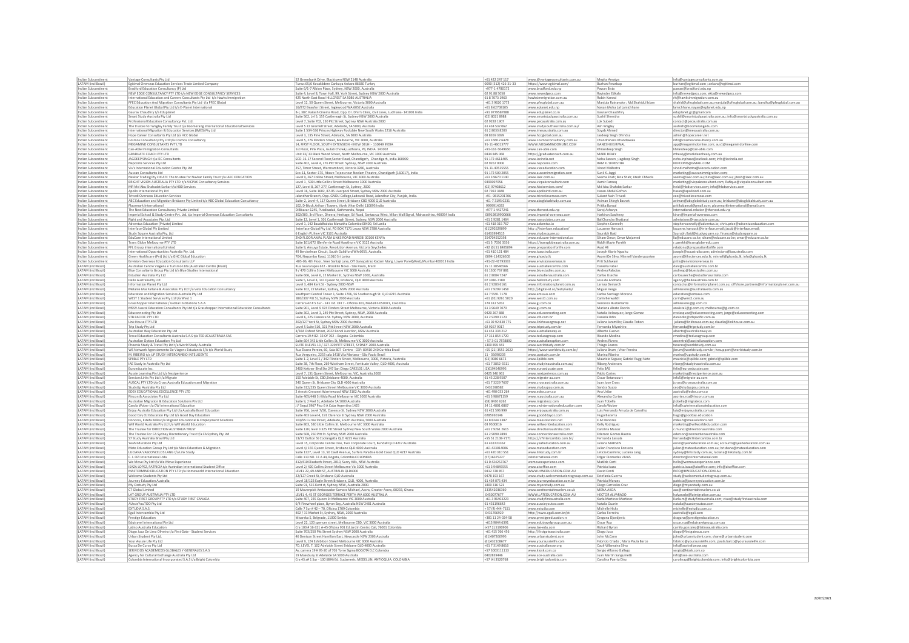| Indian Subcontinent | Vantage Consultants Pty Ltd | 52 Greenbank Drive, Blacktown NSW 2148 Australia | +61 422 247 117 | www.@vantageconsultants.com.au | Megha Amatya | info@vantageconsultants.com.au |
|---|---|---|---|---|---|---|
| LATAM (incl Brazil) | Egitimal Overseas Education Services Trade Limited Company | Tunus 65/6 Kavaklidere Cankaya Ankara 06680 Turkey | 0090 (312) 426-31-33 | https://www.egitimal.com/ | Burhan Pinarbasi | burhan@egitimal.com ; ankara@egitimal.com |
| Indian Subcontinent | Bradford Education Consultancy (P) Ltd | Suite 6/1-7 Albion Place, Sydney, NSW 2000, Australia | +977-1-4780172 | www.bradford.edu.np | Pawan Basta | pawan@bradford.edu.np |
| Indian Subcontinent | NEW EDGE CONSULTANCY PTY LTD t/a NEW EDGE CONSULTANCY SERVICES | Suite 4, Level 8, Town Hall, 99, York Street, Sydney NSW 2000 Australia | 02 91 88 9050 | www.newedgecs.com | Ravinder Ekkala | info@newedgecs.com; ekta@newedgecs.com |
| Indian Subcontinent | International Education and Careers Consultants Pty Ltd t/a Hawks Immigration | 425 North East Road HILLCREST SA 5086 AUSTRALIA | 61 8 7073 1960 | hawksimmigration.com.au | Robin Kanwal | rk@hawksimmigration.com.au |
| Indian Subcontinent | PFEC Education And Migration Consultants Pty Ltd t/a PFEC Global | Level 12, 50 Queen Street, Melbourne, Victoria 3000 Australia | +61 3 9620 1773 | www.pfecglobal.com.au | Manjula Ratnayake ; Md Shahidul Islam | shahid@pfecglobal.com.au;manjula@pfecglobal.com.au; bandhu@pfecglobal.com.au |
| Indian Subcontinent | Education Planet Global Pty Ltd t/a E-Planet International | 26/873 Beaufort Street, Inglewood WA 6052 Australia | +61 8 62708105 | www.eplanet.edu.np | Nayan Maha Lal Lamichhane | lamichhane.nayan@eplanet.edu.np |
| Indian Subcontinent | Gaurav Chaudhry t/a Eduplanet | B-1, 387, Kailash Cinema Road, Opp. Dr. Dhir's Clinic, Civil Lines, Ludhiana- 141001 India | +91 9779587888 | www.eduplanet.co.in | Gaurav Chaudhry | eduplanet.gc@gmail.com |
| Indian Subcontinent | Smart Study Australia Pty Ltd | Suite 502, Lvl 5, 155 Castlereagh St, Sydney NSW 2000 Australia | (02) 8021 8988 | www.smartstudyaustralia.com.au | Sushil Shrestha | sushil@smartstudyaustralia.com.au; info@smartstudyaustralia.com.au |
| Indian Subcontinent | Professional Education Consultancy Pvt. Ltd. | Level 7, Suite 702, 250 Pitt Street, Sydney NSW Australia 2000 | 02 9283 1907 | www.pecaustralia.com.au | Lok Subedi | contact@pecaustralia.com.au |
| Indian Subcontinent | The trustee for Wagley Family Trust t/a Boomerang International Educational Services | Level 5 22 Grenfell Street, Adelaide, SA 5000, Australia | 61 434 532 062 | www.studyinsouthaustralia.com.au/ | Ash Wagley | aashish@boomerangedu.com |
| Indian Subcontinent | International Migration & Education Services (IMES) Pty Ltd | Suite 1 534-536 Princes Highway Rockdale New South Wales 2216 Australia | 61 2 8033 8203 | www.imesaustralia.com.au | Soyab Ahmed | director@imesaustralia.com.au |
| Indian Subcontinent | Hope Career Consultants Pty Ltd t/a HCC Global | Level 3, 135 Pirie Street, Adelaide, SA 5000 Australia | 08 8359 3399 | www.hccglobal.com.au | Jasdeep Singh Dhindsa | director@hopecareer.net |
| Indian Subcontinent | Cosmos Consultancy Pty Ltd t/a Cosmos Consultancy | Level 5, 276 Flinders Street, Melbourne, VIC 3000, Australia | +61 3 9912 6478 | www.cosmosconsultancy.com.au | Chandrahans Khandawala | info@cosmosconsultancy.com.au |
| Indian Subcontinent | MEGAMIND CONSULTANTS PVT LTD | 34, FIRST FLOOR, SOUTH EXTENSION -I NEW DELHI - 110049 INDIA | 91-11-46013777 | WWW.MEGAMINDONLINE.COM | GANESH KEJRIWAL | app@megamindonline.com; aus1@megamindonline.com |
| Indian Subcontinent | Can-Able Immigration Consultants | 1st Floor, Pink Plaza, Gulati Chowk,Ludhiana, PB, INDIA. 141002 | +91-161-5049650 | www.can-able.com | Khilandeep Singh | khilandeep@can-able.com |
| Indian Subcontinent | GRADUATE COACH PTY LTD | Unit 13/ 33 Black Wood Street, North Melbourne, VIC 3000 Australia | 0434 845 068 | https://graduatecoach.com.au | MARK HEALY | mhealy@markdeanhealy.com.au |
| Indian Subcontinent | JAGDEEP SINGH t/a IEC Consultants | SCO-16-17 Second Floor,Sector Road, Chandigarh, Chandigarh, India 160009 | 91 172 4611405 | www.iecindia.net | Neha Sareen ; Jagdeep Singh | neha.inphase@outlook.com; info@iecindia.net |
| Indian Subcontinent | Nepcoms Services Pty Ltd | Suite 402, Level 4, 276 Pitt Street, Sydney, NSW 2000 Australia | 02 9267 0006 | www.nepcoms.com | RAM K. SHRESTHA | NEPCOMS@GMAIL.COM |
| Indian Subcontinent | Vic's International Education Centre Pty Ltd | 257, Timor Street, Warrnambool, Victoria 3280, Australia | 91-11-40515555 | www.viceeducation.com | Vinod Malhotra | vinod.malhotra@viceeducation.com |
| Indian Subcontinent | Auscan Consultants Ltd | Sco-11, Sector-17E, Above Tejees near Neelam Theatre, Chandigarh (160017), India | 91 172 500 2055 | www.auscanimmigration.com | Sunil K. Jaggi | marketing@auscanimmigration.com; |
| Indian Subcontinent | Navkar Trading Pty Ltd ATF The trustee for Navkar Family Trust t/a IAEC EDUCATION | Level 8, 267 Collins Street, Melbourne, VIC 3000 Australia | +61 3 9670 1140 | www.iaec.com.au | Seema Shah; Bina Shah; Jitesh Chheda | seema@iaec.com.au; bina@iaec.com.au; jitesh@iaec.com.au |
| Indian Subcontinent | BRIGHT VISION AUSTRALIA PTY LTD t/a VICPAK Consultancy Services | Level 2 , 530 Little Collins Street Melbourne 3000 Australia | 0399097056 | www.vicpakconsultant.com | Aamir Farooq | marketing@vicpakconsultant.com; Rafique@vicpakconsultant.com |
| Indian Subcontinent | MR Md Abu Shahadat Sarkar t/a HBD Services | 127, Level 8, 267-277, Castlereagh St, Sydney, 2000 | (02) 97408612 | www.hbdservices.com | Md Abu Shahdat Sarkar | helal@hbdservices.com; info@hbdservices.com |
| Indian Subcontinent | Apollo International Pty Ltd | Level 16, Suite 1602, 87-95 Liverpool Street, Sydney NSW 2000 Australia | 02 7922 3848 | www.apollointl.com.au | Hasan Abdul Gofran | hasan@apolloint.com.au |
| Indian Subcontinent | Trivedi Overseas Education Services | Jalandhar Branch, Opp. GNDU College,Ladowali Road, Jalandhar City, Punjab, India. | +91- 9815201706 | www.trivedioverseas.com | Sukant Nain Trivedi | ceo@trivedioverseas.com |
| Indian Subcontinent | ABC Education and Migration Brisbane Pty Limited t/a ABC Global Education Consultancy | Suite 2, Level 4, 127 Queen Street, Brisbane CBD 4000 QLD Australia | +61 7 3195 0231 | www.abcglobalstudy.com.au | Aviman Shingh Basnet | aviman@abcglobalstudy.com.au; brisbane@abcglobalstudy.com.au |
| Indian Subcontinent | Placemark International | 102, D-Block,Arihant Towers, Vivek Vihar Delhi 110095 India | 9999914033 | | Pritika Bansal | pritikabansal@gmail.com; placemarkinternational@gmail.com |
| Indian Subcontinent | The Next Education Consultancy Private Limited | Dillibazar-1245, Putalisadak, Kathmandu, Nepal | +977 1 4427241 | www.thenext.edu.np | Saroj Acharya | international.relation@thenext.edu.np |
| Indian Subcontinent | Imperial School & Study Centre Pvt. Ltd. t/a Imperial Overseas Education Consultants | 302/303, 3rd Floor, Dheeraj Heritage, SV Road, Santacruz West, Milan Mall Signal, Maharashtra, 400054 India | 00919819900666 | www.imperial-overseas.com | Harkiran Sawhney | kiran@imperial-overseas.com |
| Indian Subcontinent | Right and Associates Pty. Ltd | Suite 12, Level 1, 301 Castlereagh Street, Sydney, NSW 2000 Australia | +61 2 9281 1464 | www.rassociates.com.au | Bal Chandra Bhattarai | admissions@rassociate.com.au |
| Indian Subcontinent | Adventus Education (Private) Limited | Level 1, 142 Bauddhaloka Mawatha Colombo 00400, Sri Lanka | +61 418 315 767 | www.adventus.io | Stephen Connelly | stephenconnelly@adventus.io; chris.price@adventuseducation.com |
| Indian Subcontinent | Interface Global Pty Limited | Interface Global Pty Ltd, PO BOX 7171 Leura NSW 2780 Australia | (61)250629099 | http://interface.education/ | Louanne Hancock | louanne.hancock@interface.email; jacob@interface.email; |
| Indian Subcontinent | Study Square Australia Pty, Ltd | 6 English Pl, Kew VIC 3101 Australia | 61433994535 | www.studysquare.co | Saurabh Baid | Saurabh.Baid@studysquare.co; finance@studysquare.co |
| Indian Subcontinent | EduCare International Limited | 2ND FLOOR AMAL PLAZA LINKS ROAD NAIROBI 00100 KENYA | 254704552198 | www.educare-international.co | Siham Omar; Omar Mojamed | liz@educare.co.ke; siham@educare.co.ke; omar@educare.co.ke |
| Indian Subcontinent | Trans Globe Melbourne PTY LTD | Suite 101/672 Glenferrie Road Hawthorn VIC 3122 Australia | +61 3 7036 3336 | https://transglobeaustralia.com.au | Riddhi Ravin Parekh | r.parekh@transglobe-edu.com |
| Indian Subcontinent | PFL Group International Limited | Suite 9, Arnuya Estate, Revolution Avenue, Victoria Seychelles | +92 (0) 51 8485094 | www.preparationforlife.com | Asad Ali | relations@preparationforlife.com |
| Indian Subcontinent | International Opportunities Australia Pty. Ltd. | 49 Berckelman Circuit, South Guildford WA 6055, Australia | +61 410 121 484 | www.ioaaustralia.com | Joseph Elavia Ngachu | joseph@ioaaustralia.com; admissions@ioaaustralia.com |
| Indian Subcontinent | Green Healthcare (Pvt) Ltd t/a GHC Global Education | 704, Negombo Road, 11010 Sri Lanka | 0094-114326500 | www.ghcedu.lk | Ayomi De Silva; Minnell Vanderpoorten | ayomi@lkhsciences.edu.lk; minnell@ghcedu.lk; info@ghcedu.lk |
| Indian Subcontinent | Envision Overseas Education Consultants LLP | 405-06, 4th Floor, Veer Santaji Lane, Off-Ganapatrao Kadam Marg, Lower Parel(West),Mumbai 400013 India | +91-22-41763333 | www.envisionoverseas.in | Priti Sukhwani | priti@envisionoverseas.in |
| LATAM (incl Brazil) | Australian Centre Viagens e Turismo Ltda (Australian Centre Brazil) | Rua Guararapes 622 - Brooklin Novo - São Paulo, Brazil | 55 11 38546566 | www.australiancentre.com | Daniella Faber | dani@australiancentre.com.br |
| LATAM (incl Brazil) | Blue Consultants Group Pty Ltd t/a Blue Studies International | 3 / 470 Collins Street Melbourne VIC 3000 Australia | 61 1300 767 881 | www.bluestudies.com.au | Andrea Palacios | andreap@bluestudies.com.au |
| LATAM (incl Brazil) | Estudian Australia Pty Ltd | Suite 606, Level 6, 22 Market St, Sydney NSW 2000, Australia | 61 2 8084 7247 | www.estudianaustralia.com | Carlos Useche | carlosuseche@estudianaustralia.com |
| LATAM (incl Brazil) | Hello Australia Pty Ltd | Suite 5, Level 4, 141 Queen St, Brisbane, QLD 4000 Australia | 07 3006 7180 | www.hellostudy.com | Jose de Andrade | agency@helloaustralia.com.br |
| LATAM (incl Brazil) | Information Planet Pty Ltd | Level 3, 484 Kent St - Sydney 2000-NSW | 61 2 9283 6161 | www.informationplanet.com.au | Larissa Demarch | contactus@informationplanet.com.au; offshore.partners@informationplanet.com.au |
| LATAM (incl Brazil) | Melanie MacFarlane & Associates Pty Ltd t/a Veta Education Consultancy | Suite 102, 22 Market, Sydney, NSW 2000 Australia | +61 2 9299 1458 | http://digital-id.co/veta/veta/ | Miguel Vega | admissions@australiaveta.com.au |
| LATAM (incl Brazil) | Education and Migration Services Australia Pty Ltd | Southport Central Tower 1, Suite 1706, 56 Scarborough St. QLD 4215 Australia | 61 7 5591 7178 | www.emsaus.com | Carlos Santiago Moreno | education@emsaus.com |
| LATAM (incl Brazil) | WEST 1 Student Services Pty Ltd t/a West 1 | 803/307 Pitt St, Sydney NSW 2000 Australia | +61 (02) 9261 5020 | www.west1.com.au | Carin Berwaldt | carin@west1.com.au |
| LATAM (incl Brazil) | Grasshopper International / Global Institutions S.A.A | Carrera 42 # 5 Sur - 141 Ed. OFI 7 - Oficina 301, Medellín 050021, Colombia | 574 312 5353 | www.gi.com.co | Veronica Bustamante | admissions@gi.com.co |
| LATAM (incl Brazil) | MISSV Auscol Education Consultants Pty Ltd t/a Grasshopper International Education Consultants | Suite 903, Level 9 474 Flinders Street Melbourne, Victoria 3000 Australia | 61 3 9649 7070 | www.gi.com.co | Mariana Alzate Osorio | analista1@gi.com.co; melbourne@gi.com.co |
| LATAM (incl Brazil) | Educonnecting Pty Ltd | Suite 302, Level 3, 249 Pitt Street, Sydney, NSW, 2000 Australia | 0420 267 888 | www.educonnecting.com | Natalia Velasquez; Jorge Gomez | nvelasquez@educonnecting.com; jorge@educonnecting.com |
| LATAM (incl Brazil) | STB PACIFIC PTY LTD | Level 6, 225 Clarence St. Sydney NSW 2000, Australia | 61 2 9299 3123 | www.stb.com.br | Daniela Odin | daniodin@stbpacific.com.au |
| LATAM (incl Brazil) | Link House PTY LTD | 202/127 York St, Sydney NSW 2000 Australia | +61 02 92 830 775 | www.linkhouseproup.net | Juliana Jaramillo; Claudia Tobon | juliana@linkhouse.com.au; claudia@linkhouse.com.au |
| LATAM (incl Brazil) | Trip Study Pty Ltd | Level 5 Suite 510, 321 Pitt Street NSW 2000 Australia | 02 9267 9017 | www.tripstudy.com.br | Fernanda Miyashiro | fernanda@tripstudy.com.br |
| LATAM (incl Brazil) | Australian Way Education Pty Ltd | 3/384 Oxford Street, 2022 Bondi Junction, NSW Australia | 61 451 334 212 | www.australianway.es | Alberto Cuervo | alberto@australianway.es |
| LATAM (incl Brazil) | Travel Education Consultants Australia S.A.S t/a TEDUCAUSTRALIA SAS | Carrera 19 # 82 - 33 Of 702 – Bogotá- Colombia | 57 311 854 1720 | www.teducagroup.com | Ricardo Medina | rmedina@teducagroup.com |
| LATAM (incl Brazil) | Australian Option Education Pty Ltd | Suite 604 343 Little Collins St, Melbourne VIC 3000 Australia | + 57 3-01 7878892 | www.australianoption.com | Andres Rivera | aocentral@australianoption.com |
| LATAM (incl Brazil) | Phoenix Study & Travel Pty Ltd t/a World Study Australia | SUITE 8 LEVEL 13 / 327-329 PITT STREET, SYDNEY 2000 Australia | 1300 859 441 | www.worldstudy.com.br | Thiago Soares | tsoares@worldstudy.com.au |
| LATAM (incl Brazil) | WS Network Agenciamento De Viagens Estudantis S/A t/a World Study | Rua Ébano Pereira, 60, Sala 807 Centro - CEP: 80410-240 Curitiba Brazil | +55 (21) 3553-2022 | https://www.worldstudy.com.br/ | Juliana Brum ; Vitor Pereira | jbrum@worldstudy.com.br; fwsupport@worldstudy.com.br |
| LATAM (incl Brazil) | M. RIBEIRO t/a UP STUDY INTERCAMBIO INTELIGENTE | Rua Vergueiro, 2253 sala 1418 Vila Mariana – São Paulo Brasil | 11 - 35690203 | www.upstudy.com.br | Marina Ribeiro | marina@upstudy.com.br |
| LATAM (incl Brazil) | SPIBLE PTY LTD | Suite 1-2, Level 5 / 342 Flinders Street, Melbourne, 3000, Victoria, Australia | (03) 9080 6672 | www.Spible.com | Mauricio Segura; Gabriel Ruggi Neto | mauricio@spible.com; gabriel@spible.com |
| LATAM (incl Brazil) | IAE Study in Australia Pty Ltd | Suite 38, 7th Floor, 269 Wickham Street, Fortitude Valley, QLD 4006, Australia | +61 7 3852-5511 | www.studyinaustralia.com.au/ | Riborg Andersen | riborg@studyinaustralia.com.au |
| LATAM (incl Brazil) | Euroeducate Inc. | 2400 Kettner Blvd Ste 247 San Diego CA92101 USA | (1)6194540995 | www.euroeducate.com | Felix BAS | felix@euroeducate.com |
| LATAM (incl Brazil) | Aussie Learning Pty Ltd t/a Nextperience | Level 7, 131 Queen Street, Melbourne, VIC, Australia,3000 | 0425 340 961 | www.nextperience.com.au | Pablo Cortes | marketing@nextperience.com.au |
| LATAM (incl Brazil) | Services Links Pty Ltd t/a Migrate | 150 Adelaide St, CBD,Brisbane 4000, Australia | 61 45 228 9507 | www.migrate-au.com | Oscar Betancourt | info5@migrate-au.com |
| LATAM (incl Brazil) | AUSCAL PTY LTD t/a Cross Australia Education and Migration | 240 Queen St, Brisbane City QLD 4000 Australia | +61 7 3229 7607 | www.crossaustralia.com.au | Juan Jose Cross | jcross@crossaustralia.com.au |
| LATAM (incl Brazil) | StudyUp Australia Pty Ltd | Suite 312/235 Queen Street Melbourne VIC 3000 Australia | 0431598582 | www.studyupau.com.au | Sandra Suazo | ceo@studyupau.com.au |
| LATAM (incl Brazil) | EDEX EDUCATIONAL EXCELLENCE PTY LTD | 2 Arnott Crescent Warriewood NSW 2102 Australia | +61 490 033 264 | www.edex.com.co | Ana Uribe | australia@edex.com.co |
| LATAM (incl Brazil) | Rincon & Associates Pty Ltd | Suite 405/448 St Kilda Road Melbourne VIC 3000 Australia | +61 3 98671159 | www.rcaustralia.com.au | Alexandra Cortes | acortes.rca@rincon.com.au |
| LATAM (incl Brazil) | Australian Migration & Education Solutions Pty Ltd | Suite 9, 2 Peel St, Adelaide SA 5000 Australia | (08) 8410 6262 | www.migrateco.com | Juan Tobella | jtobella@migrateco.com |
| LATAM (incl Brazil) | Carola Weber t/a CW International Education | J.F Seguí 3967 Piso 6 A Cabe Argentina 1425 | 54 11 4801 0867 | www.cwinternationaleducation.com | Carola Weber | info@cwinternationaleducation.com |
| LATAM (incl Brazil) | Enjoy Australia Education Pty Ltd t/a Australia Brasil Education | Suite 706, Level 7/50, Clarence St. Sydney NSW 2000 Australia | 61 421 596 999 | www.enjoyaustralia.com.au | Luis Fernando Arruda de Carvalho | luis@enjoyaustralia.com.au |
| LATAM (incl Brazil) | Good Day Oz Education Pty Ltd t/a Good Day Education | Suite 403 Level 4, 101 Clarence St Sydney NSW 2000 Australia | 0285930146 | www.gooddayoz.com | Hugo Bezerra | hugo@goodday.education |
| LATAM (incl Brazil) | Honores, Estefa Milka t/a Migrant Educational & Employment Solutions | 103/95 Currie Street, Adelaide, South Australia, 5000 Australia | 61 8 8244 3387 | www.meesolutions.net | E.M.Honores | milka.h@meesolutions.net |
| LATAM (incl Brazil) | Will World Australia Pty Ltd t/a Will World Education | Suite 803, 530 Little Collins St. Melbourne VIC 3000 Australia | 03 9500016 | www.willworldeducation.com | Kelly Rodriguez | marketing@willworldeducation.com |
| LATAM (incl Brazil) | The Trustee for DIRECTION AUSTRALIA TRUST | Suite 12H, level 3 325 Pitt Street Sydney New South Wales 2000 Australia | +61 2 9261 2615 | www.directionaustralia.com | Carolina Munoz | c.munoz@directionaustralia.com |
| LATAM (incl Brazil) | The Trustee For CA Sydney Discretionary Trust t/a CA Sydney Pty Ltd | Suite 508, 250 Pitt St, Sydney NSW 2000 Australia | 61 2 9000 2894 | www.connectionaustralia.com | Ederson Gomes Bueno | ederson@connectionaustralia.com |
| LATAM (incl Brazil) | S7 Study Australia Brasil Pty Ltd | 13/72 Dutton St Coolangatta QLD 4225 Australia | +55 51 2108-7171 | https://s7intercambio.com.br/ | Fernanda Lassala | fernanda@s7intercambio.com.br |
| LATAM (incl Brazil) | Yeah Education Pty Ltd | Level 15, Corporate Centre One, Two Corporate Court, Bundall QLD 4217 Australia | 61 433723362 | www.yeaheducation.com.au | Juliana MADSEN | enrol@yeaheducation.com.au; accounts@yeaheducation.com.au |
| LATAM (incl Brazil) | Mate Education Group Pty Ltd t/a Mate Education & Migration | Level 4/ 155 Queen Street, Brisbane QLD 4000 Australia | +61 423014006 | www.mateeducation.com | Julian Francisco Fonseca | julian@mateeducation.com.au; brisbane@mateeducation.com |
| LATAM (incl Brazil) | LUCIANA VASCONCELOS LANG t/a Link Study | Suite 1327, Level 13, 50 Cavill Avenue, Surfers Paradise Gold Coast QLD 4217 Australia | +61 420 310 551 | www.linkstudy.com.br | Leticia Casimiro; Luciana Lang | sydney@linkstudy.com.au; luciana@linkstudy.com.br |
| LATAM (incl Brazil) | C.I. O2I International Ltda | Calle 113 NO. 11 A-44, Bogota, Colombia COLOMBIA | (57)16375227 | o2iinternational.com | Edgar Diomedes V.NAS | director@o2iinternational.com |
| LATAM (incl Brazil) | We Move Pty Ltd t/a We Move Experience | 412/410 Elizabeth Street, 2010, Surry Hills, NSW Australia | 61 0 424253767 | wemoveexperience.com | Matilde Corti | hello@wemoveexperience.com |
| LATAM (incl Brazil) | ISAZA LOPEZ, PATRICIA t/a Australian International Student Office | Level 2/ 420 Collins Street Melbourne Vic 3000 Australia | +61 3 94845555 | www.aisoffice.com | Patricia Isaza | patricia.isaza@aisoffice.com; info@aisoffice.com |
| LATAM (incl Brazil) | MASTERMIND EDUCATION PTY LTD t/a Homeworld International Education | LEVEL 22, 69 ANN ST, AUSTRALIA QLD4000 | 0412 728 857 | WWW.HWEDUCATION.COM.AU | David Conti | INFO@HWEDUCATION.COM.AU |
| LATAM (incl Brazil) | Welcome Students Pty Ltd | 22/127 Creek St, Brisbane QLD Australia | 0478 193 167 | www.study.welcomestudentsgroup.com.au | Estefania Guerra | study@welcomestudentsgroup.com.au |
| LATAM (incl Brazil) | Journey Education Australia | Level 18/123 Eagle Street Brisbane, QLD, 4000, Australia | 61 434 075 434 | www.journeyeducation.com.br | Patricia Moraes | patricia@journeyeducation.com.br |
| LATAM (incl Brazil) | My Ozstudy Pty Ltd | Suite 91, 515 Kent st, Sydney NSW, Australia 2000. | 1800 316 521 | www.myozstudy.com.au | Diego Carrizales Cruz | diego@myozstudy.com.au |
| LATAM (incl Brazil) | CT Global Limited | 19 Movenpick Ambassador Samora Michael, Accra, Greater Accra, 00233, Ghana | 233542036360 | www.continentaltravelers.co.uk | MENA AKDA | aus@continentaltravelers.co.uk |
| LATAM (incl Brazil) | LAT GROUP AUSTRALIA PTY LTD | LEVEL 4, 45 ST GEORGES TERRACE PERTH WA 6000 AUSTRALIA | 0450077677 | WWW.LATEDUCATION.COM.AU | HECTOR ALVARADO | halvarado@latmigration.com.au |
| LATAM (incl Brazil) | STUDY FIRST GROUP PTY LTD t/a STUDY FIRST CANADA | Suite 407, 235 Queen St Melbourne VIC 3000 Australia | +61 3 96403223 | www.studyfirstaustralia.com | Karla Martinez Martinez | Karla.m@studyfirstaustralia.com; visas@studyfirstaustralia.com |
| LATAM (incl Brazil) | AUssieYouTOO Pty Ltd | 6/4 Fineview! place, Byron Bay, Australia NSW 2481 Australia | 61 431196642 | www.aussieyoutoo.com | Natalia Guarin | natalia@aussieyoutoo.com |
| LATAM (incl Brazil) | EXTUDIA S.A.S. | Calle 7 Sur # 42 – 70, Oficina 1709 Colombia | + 57 (4) 444-7151 | www.extudia.com | Michelle Hicks | michelle@extudia.com.co |
| LATAM (incl Brazil) | Egali Intercambio Pty Ltd | 402 / 31 Market St, Sydney, NSW, 2000 Australia | 0431766929 | http://www.egali.com.br/pt | Carlos Ferreira | australia@egali.com |
| LATAM (incl Brazil) | Prestige Education | Misarska 5, Belgrade, 11000 Serbia | +381 11 24-024-58 | www.prestigeeducation.rs | Dragana Djordjevic | dragana@prestigeeducation.rs |
| LATAM (incl Brazil) | Edutravel International Pty Ltd | Level 22, 120 spencer street, Melbourne CBD, VIC 3000 Australia | +613 9044 6391 | www.edutravelgroup.com.au | Oscar Roa | oscar.roa@edutravelgroup.com.au |
| LATAM (incl Brazil) | Latino Australia Education | Cra 100 # 16-321 A-45 Oficina 901 Ed Jardín Centro Cali, 76001 Colombia | (+57 2) 5190906 | www.lae-edu.com | Richard Byron | camilo.gonzalez@latinoaustralia.com |
| LATAM (incl Brazil) | Diogo Jucá De Lima Oliveira t/a First Gate - Student Services | Suite 703/250 Pitt Street Sydney NSW 2000 Australia | +61 415 766 456 | http://firstgateaustralia.com | Diogo Juca | diogo@firstgateaus.com |
| LATAM (incl Brazil) | Urban Student Pty Ltd. | 46 Denison Street Hamilton East, Newcastle NSW 2303 Australia | (61)407260995 | www.urbanstudent.com | John McCann | john@urbanstudent.com; shane@urbanstudent.com |
| LATAM (incl Brazil) | Your Aussie Life Pty Ltd | Level 9, 124 Exhibition Street Melbourne VIC 3000 Australia | (61)432108677 | www.youraussielife.com | Fabricio Criado ; Maria Paula Barco | fabricio@youraussielife.com; paula.barco@youraussielife.com |
| LATAM (incl Brazil) | Busca De Curso Pty Ltd | 7D, LEVEL 7, 102 Adelaide Street Brisbane QLD 4000 Australia | +61 7 3149 8616 | www.australianow.org | Caull Villanueva Silva | info@australianow.org |
| LATAM (incl Brazil) | SERVICIOS ACADEMICOS GLOBALES Y GENERALES S.A.S | Av, carrera 19 # 95-20 of 705 Torre Sigma BOGOTA D.C Colombia | +57 3003111113 | www.kiosk.com.co | Sergio Alfonso Gallego | sergio@kiosk.com.co |
| LATAM (incl Brazil) | Agency for Cultural Exchange Australia Pty Ltd | 19 Moesbury St Adelaide SA 5000 Australia | 0402839446 | www.ace-australia.com | Juan Martin Sanguinetti | info@ace-australia.com |
| LATAM (incl Brazil) | Colombia International Incorporated S.A.S t/a Bright Colombia | Cra 43 a# 1 Sur - 100 (804) Ed. Sudameris, MEDELLIN, ANTIOQUIA, COLOMBIA | +57 (4) 3520768 | www.brightcolombia.com | Carolina Puerta Diez | carolinap@brightcolombia.com; info@brightcolombia.com |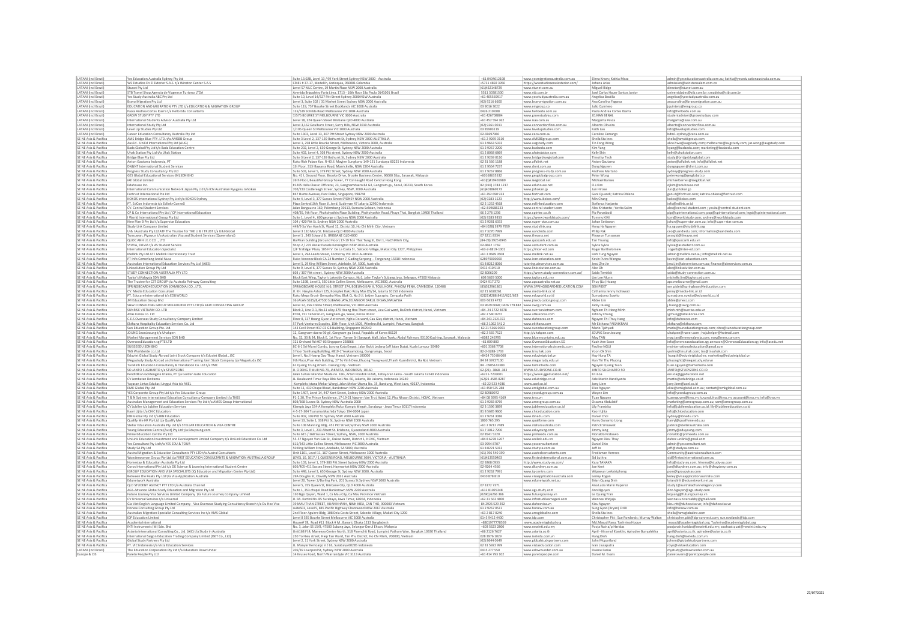| | | | | | | |
|---|---|---|---|---|---|---|
| LATAM (incl Brazil) | Yes Education Australia Sydney Pty Ltd | Suite 13.02B, Level 13 / 99 York Street Sydney NSW 2000 - Australia | +61 0404612198 | www.yesmigrationaustralia.com.au | Elena Kravs; Kathia Meza | admin@yeseducationaustralia.com.au; kathia@yeseducationaustralia.com.au |
| LATAM (incl Brazil) | WS Estudios En El Exterior S.A.S t/a Winston Center S.A.S | CR 81 # 37-17, Medellin, Antioquia, 050001 Colombia | +5731 4892 3950 | https://wsestudiosenelexterior.com/ | Johana Arias | admision@winstonsalem.com.co |
| LATAM (incl Brazil) | Stunet Pty Ltd | Level 57 MLC Centre, 19 Martin Place NSW 2000 Australia | (61)432148729 | www.stunet.com.au | Miguel Bidge | director@stunet.com.au |
| LATAM (incl Brazil) | STB Travel Shop Agencia de Viagens e Turismo LTDA | Avenida Brigadeiro Faria Lima, 1713 - 16th floor São Paulo 0141001 Brazil | 5511 30381500 | www.stb.com.br | José Carlos Hauer Santos Junior | universidades@stb.com.br; cmadeira@stb.com.br |
| LATAM (incl Brazil) | Yes Study Australia ABC Pty Ltd | Suite 10, Level 14/327 Pitt Street Sydney 2000 NSW Australia | +61 405560917 | www.yesstudyaustralia.com.au | Angelica Bastillis | angelica@yesstudyaustralia.com.au |
| LATAM (incl Brazil) | Bravo Migration Pty Ltd | Level 3, Suite 302 / 31 Market Street Sydney NSW 2000 Australia | (02) 9216 6600 | www.bravomigration.com.au | Ana Carolina Fagaraz | anacarolina@bravomigration.com.au |
| LATAM (incl Brazil) | EDUCATION AND MIGRATION PTY LTD t/a EDUCATION & MIGRATION GROUP | Suite 119, 757 Bourke Street Docklands VIC 3008 Australia | 03 9016 3022 | www.emgroup.co | Julio Quintero | jquintero@emgroup.co |
| LATAM (incl Brazil) | Paola Andrea Cortes Ibarra t/a Hello Edu Consultants | 135/159 St Kilda Road Melbourne VIC 3004 Australia | 0426 210 008 | www.helloedu.com.au | Paola Andrea Cortes Ibarra | info@helloedu.com.au |
| LATAM (incl Brazil) | GROW STUDY PTY LTD | 7/575 BOURKE ST MELBOURNE VIC 3000 Australia | +61 426708804 | www.growstudyau.com | JOHAN BENAL | studentadviser@growstudyau.com |
| LATAM (incl Brazil) | International Students Advisor Australia Pty Ltd | Level 18, 324 Queen Street Brisbane QLD 4000 Australia | +61 452 594 362 | www.isaa.com.au | Margarita Pesca | margarita@isaa.com.au |
| LATAM (incl Brazil) | International Study Pty Ltd | Level 3,162 Goulburn Street, Surry Hills, NSW 2010 Australia | (02) 9261 0011 | www.connectionflow.com.au | Alberto Oliveira | alberto@connectionflow.com.au |
| LATAM (incl Brazil) | Level Up Studies Pty Ltd | 1/105 Queen St Melbourne VIC 3000 Australia | 03 85901119 | www.levelupstudies.com | Faith Lau | info@levelupstudies.com |
| LATAM (incl Brazil) | Career Education Consultancy Australia Pty Ltd | Suite 1303, Level 13, 307 Pitt Street Sydney NSW 2000 Australia | 02-91697960 | www.ceca.com.au | Caroline Camargo | bdm1.sydney@ceca.com.au |
| SE NE Asia & Pacifica | AMS Bridge Blue PTY. LTD. t/a AMSBB Group | Suite 3 Level 2, 137-139 Bathurst St, Sydney NSW 2000 AUSTRALIA | +61 2 9269 0110 | www.AMSBBgroup.com | Sheila Sta Ines | sheila@amsbbgroup.com |
| SE NE Asia & Pacifica | AusEd - UniEd International Pty Ltd (AUG) | Level 1, 258 Little Bourke Street, Melbourne, Victoria 3000, Australia | 61 3 9663 5333 | www.augstudy.com | Tin Fong Wong | alice.hwa@augstudy.com; melbourne@augstudy.com; jai.wong@augstudy.com |
| SE NE Asia & Pacifica | Bada Global Pty Ltd t/a Bada Education Centre | Suite 202, Level 2, 630 George St, Sydney NSW 2000 Australia | 61 2 9267 2200 | www.badaedu.com | Kim Yang | kyang@badaedu.com; marketing@badaedu.com |
| SE NE Asia & Pacifica | Uhak Station Pty Ltd t/a Uhak Station | Suite 402, Level 4, 303 Pitt street, Sydney NSW 2000 Australia | 61 2 8068 6869 | www.uhakstation.com | Kelly Shin | kelly@uhakstation.com |
| SE NE Asia & Pacifica | Bridge Blue Pty Ltd | Suite 3 Level 2, 137-139 Bathurst St, Sydney NSW 2000 Australia | 61 2 9269 0110 | www.bridgebluglobal.com | Timothy Teoh | study@bridgebluglobal.com |
| SE NE Asia & Pacifica | Anton Gautama Indonesia, PT | Ruko Rich Palace Kav. R-40 Jl. Meijen Sungkono 149-151 Surabaya 60225 Indonesia | 62 31 566 1188 | www.alfalink.net | Anton Gautama | anton@alfalink.net; info@alfalink.net |
| SE NE Asia & Pacifica | DN&NT International Student Services | 1St Floor, 313 Illawarra Road, Marrickville, NSW 2204 Australia | 61 2 9554 7237 | www.dnnt.com.au | Dung Nguyen | dungnguyen@dnnt.com.au |
| SE NE Asia & Pacifica | Progress Study Consultancy Pty Ltd | Suite 503, Level 5, 379 Pitt Street, Sydney NSW 2000 Australia | 61 3 9267 8866 | www.progress-study.com.au | Andreas Martano | sydney@progress-study.com |
| SE NE Asia & Pacifica | GES Global Educational Services (M) SDN BHD | No. 41 L Ground Floor, Brooke Drive, Brooke Business Center, 96000 Sibu, Sarawak, Malaysia | +6016863S532 | www.gesglobalgroup.com | Peter Wong | peterwong@gesglobal.co |
| SE NE Asia & Pacifica | IAE Global Limited | 26th Floor, Beautiful Group Tower, 77 Connaught Road Central Hong Kong | +61(0)419465989 | www.iaeglobal.net | Michael Barnes | michaelbarnes@iaeglobal.net |
| SE NE Asia & Pacifica | Eduhouse Inc | #1105 Halla Classic Officetel, 23, Gangnamdaero 84 Gil, Gangnam-gu, Seoul, 06233, South Korea | 82 (010) 3783 1217 | www.eduhouse.net | O.J.Kim | ojkim@eduhouse.net |
| SE NE Asia & Pacifica | International Communication Network Japan Pty Ltd t/a ICN Australian Ryugaku Johokan | 702/233 Castlereagh Street, Sydney, NSW, 2000 Australia | (61)401869173 | www.johokan.jp | Jun Hirose | Jun@johokan.jp |
| SE NE Asia & Pacifica | Fortrust International Pte Ltd | #47 Hume Avenue, Parc Palais, Singapore, 598748 | +61 292 690 933 | www.fortrust.com | Gani Djunardi; Katrina Oblena | gani.d@fortrust.com; katrina.oblena@fortrust.com |
| SE NE Asia & Pacifica | KOKOS International Sydney Pty Ltd t/a KOKOS Sydney | Suite 4, Level 3, 377 Sussex Street SYDNEY NSW 2000 Australia | (02) 9283 1523 | http://www.ikokos.com/ | Min Chang | kokos@kokos.com |
| SE NE Asia & Pacifica | PT. EdCon Indonesia t/a Edlink+ConneX | Plaza Sentral10th Floor Jl. Jend. Sudirman 47 Jakarta 12930 Indonesia | 62 2 1252 4568 | www.edlinkeducation.com | Stefanus Harjanto | info@edlink.or.id |
| SE NE Asia & Pacifica | CV. Central Student Services | Jalan Bangau no 169, Palembang 30113, Sumatra Selatan, Indonesia | +62-8196882033 | www.central-student.com | Alex Kristanto ; Yovita Salim | alex@central-student.com ; yovita@central-student.com |
| SE NE Asia & Pacifica | CP & Co International Pty Ltd / CP International Education | 408/35, 9th floor, Phaholyothin Place Building, Phaholyothin Road, Phaya Thai, Bangkok 10400 Thailand | 66 2 278 1236 | www.cpinter.co.th | Pip Panasbodi | pip@cpinternational.com; pgp@cpinternational.com; legal@cpinternational.com |
| SE NE Asia & Pacifica | I World International Group Pty Ltd | Suite 3, Level 4, 600 george st Sydney NSW 2000 Australia | (02) 9283 9353 | https://www.iworldstudy.com/ | Tommy KIM | tom@iworldstudy.com; sydney@iworldstudy.com |
| SE NE Asia & Pacifica | New Plan B Pty Ltd t/a Superstar Education | 104 / 420 Pitt St. Sydney NSW 2000 Australia | 61 2 9281 6333 | www.super-star.com.au | Johan Setiawan | johan@super-star.com.au; info@super-star.com.au |
| SE NE Asia & Pacifica | Study Link Company Limited | 449/9 Su Van Hanh St, Ward 12, District 10, Ho Chi Minh City, Vietnam | +84 (028) 3979 7959 | www.studylink.org | Hong Ha Nguyen | ha.nguyen@studylink.org |
| SE NE Asia & Pacifica | U & I Australia Pty Ltd ATF The Trustee for THE U & I TRUST t/a U&I Global | Level 3 110 Mary St, Brisbane QLD 4000 Australia | 61 7 3270 7999 | www.uandiedu.com | Philip Pak | ceo@uandiedu.com; information@uandiedu.com |
| SE NE Asia & Pacifica | Tunsuwan, Piyawan t/a Australian Visa and Student Services (Queensland) | Level 3 , 243 Edward St. BRISBANE QLD 4000 | 07 3211 8334 | www.theavss.net | Piyawan Tunsuwan | avssqld@theavss.net |
| SE NE Asia & Pacifica | QUOC ANH I.E.C CO., LTD | Ha Phan building (Ground Floor) 17-19 Ton That Tung St, Dist 1, HoChiMinh City, | (84-28) 3925 0945 | www.quocanh.edu.vn | Tan Truong | info@quocanh.edu.vn |
| SE NE Asia & Pacifica | SYLVIA, SYLVIA t/a AS Student Service | Shop 2 / 235 Anzac Parade Kensington NSW 2033 Australia | 02-9662 1769 | www.asstudent.com.au | Sylvia Sylvia | sylvia@asstudent.com.au |
| SE NE Asia & Pacifica | International Education Specialist | 2/F Trafalgar Plaza, 105 H.V. De La Costa St., Salcedo Village, Makati City 1227, Philippines | +63-2-8819-1001 | https://inter-ed.com | Roger Bartholomew | rogerb@inter-ed.com |
| SE NE Asia & Pacifica | Mellink Pty Ltd ATF Mellink Discretionary Trust | Level 1, 29A Lewis Street, Footscray VIC 3011 Australia | +61 3 9689 3508 | www.mellink.net.au | Linh Tung Nguyen | admin@mellink.net.au; info@mellink.net.au |
| SE NE Asia & Pacifica | PT Info Cemerlang Andal Nusa | Ruko Victorian Block CA 24 Number 7, Gading Serpong – Tangerang 15810 Indonesia | 628979000000 | www.ican-education.com | Kevin Putra Wangsa | kevin@ican-education.com |
| SE NE Asia & Pacifica | Australian International Education Services Pty Ltd (AIES) | Level 5, 29 King William Street, Adelaide, SA, 5000, Australia | 61 8 8212 8066 | tutoring.aieservices.com.au | Jessi Zhe Jin | jessi.jin@aieservices.com.au; finance@aieservices.com.au |
| SE NE Asia & Pacifica | Linksolution Group Pty Ltd | Suite 9, level 6, 377 Sussex St, Sydney NSW 2000 Australia | 0413 410 510 | www.linksolution.com.au | Alec Oh | alec@linksolution.com.au |
| SE NE Asia & Pacifica | STUDY CONNECTION AUSTRALIA PTY LTD | 603 / 307 Pitt street , Sydney NSW 2000 Australia | 02 8006209 | https://www.study-connection.com.au/ | Saida Temikili | saida@study-connection.com.au |
| SE NE Asia & Pacifica | Taylor's Malaysia SDN BHD | Block East Wing, Taylor's Lakeside Campus, No1, Jalan Taylor's Subang Jaya, Selangor, 47500 Malaysia | 603 5629 5000 | www.taylors.edu.my | Lim Lee Mum | michelle.lim@taylors.edu.my |
| SE NE Asia & Pacifica | The Trustee for CJIT GROUP t/a Australia Pathway Consulting | Suite 1108, Level 1, 530 Little Collins Street, Melbourne, VIC 3000, Australia | 0424 917 272 | www.apcaustralia.net.au | Thuy (Liz) Hoang | apc.melbourne@gmail.com |
| SE NE Asia & Pacifica | SPRINGBOARD4EDUCATION (CAMBODIA) CO., LTD. | SPRINGBOARD HOUSE N.6, STREET 574, BOEUNG KAK II, TOUL KORK, PHNOM PENH, CAMBODIA. 120408 | (85)512961861 | WWW.SPRINGBOARD4EDUCATION.COM | SEN PIDET | sen.pidet@springboard4education.com |
| SE NE Asia & Pacifica | CV. Media Education Consultant | Jl. KH. Hasyim Ashari 125, Komplek Ruko Roxy Mas D5/14, Jakarta 10150 Indonesia | 62 21 63286075 | www.media-link.or.id | Catharina Jenny Indrawati | jenny@media-link.or.id |
| SE NE Asia & Pacifica | PT. Educare International t/a EDUWORLD | Ruko Mega Grosir Gempaka Mas, Blok Q, No.9 Jl. Letjen Suprapto, Cempaka Putih | 62(21)4288 8411/622/623 | www.eduworld.co.id | Sumarjono Suwito | sumarjono.suwito@eduworld.co.id |
| SE NE Asia & Pacifica | JM Education Group Bhd | 36 JALAN SS15/8,47500 SUBANG JAYA,SELANGOR DARUL EHSAN,MALAYSIA | 603-5633 4752 | www.jmeducationgroup.com | Abbie Lim | abbie@jmecc.com |
| SE NE Asia & Pacifica | S&W CONSULTING GROUP MELBOURNE PTY LTD t/a S&W CONSULTING GROUP | Level 22, 356 Collins Street, Melbourne, VIC 3000 Australia | 03 9629 6068; 0426 770 882 | www.swcg.com.au | Jacky Huang | j.huang@swcg.com.au |
| SE NE Asia & Pacifica | SUNRISE VIETNAM CO. LTD | Block 2, Line D-1, No.11 alley 379 Hoang Hoa Tham street, Lieu Giai ward, Ba Dinh district, Hanoi, Vietnam | +84 .24 3722 4878 | www.sunrisevietnam.com | Nghiem Thi Hong Minh | minh.nth@sunrise.edu.vn |
| SE NE Asia & Pacifica | Atlas Korea Co. Ltd | #704, 151 Teheran-ro, Gangnam-gu, Seoul, Korea 06132 | +82 2 540 0747 | www.atlaskorea.com | Johnny Chung | yjchung@atlaskorea.com |
| SE NE Asia & Pacifica | C.E.S Overseas Study Consultancy Company Limited | Floor 8, 137 Hoang Quoc Viet street, Nghia Do ward, Cau Giay district, Hanoi, Vietnam | +84 243 2121372 | www.duhocces.com | Nguyen Thi Thuy Hang | info@duhocces.com |
| SE NE Asia & Pacifica | Ekthana Hospitality Education Services Co. Ltd | 57 Park Ventures Ecoplex, 15th Floor, Unit 1509, Wireless Rd, Lumpini, Patumwa, Bangkok | +66 2 1062 541 2 | www.ekthana.com | Mr Ekthana FAISAIKRAM | ekthana@ekthana.com |
| SE NE Asia & Pacifica | Sun Education Group Pte. Ltd. | 143 Cecil Street #17-03 GB Building, Singapore 069542 | 62 21 5366 0001 | www.suneducationgroup.com | Mario Tjahyadi | mario@suneducationgroup.com; citra@suneducationgroup.com |
| SE NE Asia & Pacifica | JOUNG Seonkeoung t/a Uhakpen | 12, Gangnam-daero 96-gil, Gangnam-gu Seoul, Republic of Korea 06129 | +82 2 565 7523 | http://uhakpen.com | JOUNG Seonkeoung | uhakpen@naver.com ; hojuhelper@hotmail.com |
| SE NE Asia & Pacifica | Market Management Services SDN BHD | No. 32, 33 & 34, Block E, 1st Floor, Taman Sri Sarawak Mall, Jalan Tunku Abdul Rahman, 93100 Kuching, Sarawak, Malaysia | +6082 246795 | www.bluemountains.edu.au | May TAN | may.tan@mmsmalaysia.com; may@mms.com.my |
| SE NE Asia & Pacifica | OverseasEducation.sg PTE LTD | 321 Orchard Rd #07-03 Singapore 238866 | +61 009 800 | www.OverseasEducation.SG | Kuah Ann Soon | info@overseaseducation.sg; annsoon@OverseasEducation.sg; info@asedu.net |
| SE NE Asia & Pacifica | SUISSEEDU SDN BHD | 8C-6-1 Sri Murni Condo, Lorong Kota Empat, Jalan Bukit Ledang (off Jalan Duta), Kuala Lumpur 50480 | +601 3368 7708 | www.internationalsuisseedu.com | Pauline NGUI | myinternationaleducation@gmail.com |
| SE NE Asia & Pacifica | TNS Worldwide co.ltd | 3 floor Samhung Building, #819-2 Yeoksamdong, Gangnamgu, Seoul | 82-2-3288-1733 | www.tnsuhak.com | Yoon Ok Shin | yoshin@tnsuhak.com; tns@tnsuhak.com |
| SE NE Asia & Pacifica | Eduviet Global Study Abroad Joint Stock Company t/a Eduviet Global , JSC | Level 1, No.I Hoang Dao Thuy, Hanoi, Vietnam 100000 | +8424 730 86 000 | www.eduvietglobal.vn | Hu Ha Trung | hungth@eduvietglobal.vn; marketing@eduvietglobal.vn |
| SE NE Asia & Pacifica | Megastudy Study Abroad and International Training Joint Stock Company t/a Megastudy JSC | 9th Floor,Phan Anh Building, 27 To Vinh Dien,Khuong Trung ward,Thanh Xuandistrict, Ha Noi, Vietnam | 84 24 39727100 | www.megastudy.edu.vn | Han Thi Thu Phuong | phuonghtt@megastudy.edu.vn |
| SE NE Asia & Pacifica | Tai Minh Education Consultancy & Translation Co. Ltd t/a TMC | 02 Quang Trung street - Danang City - Vietnam | 84 - 0905142383 | www.taiminhedu.com | Nguyen Quang Tuan | tuan.nguyen@taiminhedu.com |
| SE NE Asia & Pacifica | SO JANTO SUGIHARTO t/a STUDYZONE | JL CIDENG TIMUR NO. 79, JAKARTA, INDONESIA, 10160 | 62-(21)- 3868 -383 | WWW.STUDYZONE.CO.ID | JANTO SUGIHARTO SO | JANTO@STUDYZONE.CO.ID |
| SE NE Asia & Pacifica | Pendidikan Goldengate Utama, PT t/a Golden Gate Education | Jalan Sultan Iskandar Muda no. 18G, Arteri Pondok Indah, Kebayoran Lama - South Jakarta 12240 Indonesia | +6221-7233001 | https://www.ggeducation.net/ | Eri Loe | eri.loe@ggeducation.net |
| SE NE Asia & Pacifica | CV Jembatan Dwitama | Jl. Boulevard Timur Raya Blok Ne1 No. 60, Jakarta, DKI Jakarta, Indonesia 14240 | (62)21 4585 8289 | www.edubridge.co.id | Ade Martin Handiyanto | martin@edubridge.co.id |
| SE NE Asia & Pacifica | Yayasan Lintas Edukasi Unggul Asia t/a AKEL | Kompleks Istana Mekar Wangi, Jalan Mekar Utama No. 35, Bandung, West Java, 40237, Indonesia | +62 22 523 4036 | www.akel.co.id | Jony Liem | jony.liem@akel.co.id |
| SE NE Asia & Pacifica | EMK Global Pty Ltd | Suite 11, 432 Chapel Road, Bankstown NSW 2200 Australia | +61 450 525 288 | www.emkglobal.com.au | Elize Nguyen | elize@emkglobal.com.au; contact@emkglobal.com.au |
| SE NE Asia & Pacifica | YES Corporate Group Pty Ltd t/a Yes Education Group | Suite 1407, Level 14, 447 Kent Street, Sydney NSW 2000 Australia | 02 80980973 | www.yesedugroup.com.au | Wayne Lim | info@yesedugroup.com.au |
| SE NE Asia & Pacifica | T & N Sydney International Education Consultancy Company Limited t/a TNSS | P1-2.30, The Prince Residence, 17-19-21 Nguyen Van Troi, Ward 12, Phu Nhuan District, HCMC, Vietnam | +84 08 3995 4169 | www.tnss.vn | Tuan Nguyen | tuannguyen@tnss.vn; tuvanduhoc@tnss.vn; account@tnss.vn; info@tnss.vn |
| SE NE Asia & Pacifica | Australian Management and Education Services Pty Ltd t/a AMES Group International | 803/368 Sussex St. Sydney NSW Australia 2000 | 61 2 9283 0769 | www.amesgroup.com.au | Ossama Abdullatif | marketing@amesgroup.com.au; sam@amesgroup.com.au |
| SE NE Asia & Pacifica | CV Jubilee t/a Jubilee Education Services | Klampis Jaya 15A-A Kompleks Ruko Klampis Megah, Surabaya - Jawa Timur 60117 Indonesia | 62 3 1596 3899 | www.jubileeeducation.co.id | Lily Franiska | info@jubileeeducation.co.id; lily@jubileeeducation.co.id |
| SE NE Asia & Pacifica | Kaori Ujita t/a CHIC Education | 4-5-17-304 Tsurumo Machida Tokyo 194-0004 Japan | 81 8 5685 9600 | www.chiceducation.com | Kaori Ujita | info@chiceducation.com |
| SE NE Asia & Pacifica | IBN Global Pty Ltd t/a IBN Education | Suite 902, 309 Pitt St. Sydney NSW 2000 Australia | 61 2 9261 3086 | www.ibnedu.com | Daniel Choi | sydney@ibnedu.com |
| SE NE Asia & Pacifica | Qualify Me HR Pty Ltd t/a Qualify Me! | Level 13, Suite 1, 338 Pitt St, Sydney NSW 2000 Australia | 1800 765 295 | www.qualifyme.com.au | Harry Gunanto Liong | harryl@qualifyme.edu.au |
| SE NE Asia & Pacifica | Stellar Education Australia Pty Ltd t/a STELLAR EDUCATION & VISA CENTRE | Suite 108 Manning Bldg, 451 Pitt Street,Sydney NSW 2000 Australia | +61 2 9212 7489 | www.stellaraustralia.com.au | Patrick Siriawat | patrick@stellaraustralia.com |
| SE NE Asia & Pacifica | Young Education Centre (Aust) Pty Ltd t/a Eduyoung.com | Suite 3, Level 1, 233 Albert St. Brisbane, Queensland 4000 Australia | 61 7 3012 7200 | www.eduyoung.com | Jimmy Jeng | jimmy@eduyoung.com |
| SE NE Asia & Pacifica | Prime Education Centre Pty Ltd | Suite 615 / 368 Sussex Street, Sydney, NSW, 2000 Australia | 02 8541 5220 | www.primeedu.com.au | Rionaldo Prabowo | rionaldo@primeedu.com.au |
| SE NE Asia & Pacifica | UniLink Education Investment and Development Limited Company t/a UniLink Education Co. Ltd | 55-57 Nguyen Van Giai St., Dakao Ward, District 1, HCMC, Vietnam | +84 8 6278 1207 | www.unilink.edu.vn | Nguyen Dieu Thuy | duhoc.unilink@gmail.com |
| SE NE Asia & Pacifica | Yes Consultant Pty Ltd t/a YES EDU & TOUR | 615/343 Little Collins Street, Melbourne VIC 3000 Australia | 03 9994 8707 | www.yesconsultant.net | Daniel Shin | admin@yesconsultant.net |
| SE NE Asia & Pacifica | Study SA Pty Ltd | 50 King William Street, Adelaide, SA 5000, Australia | 61 8 8221 5013 | www.studysa.com.au | Jeff Jo | jeff@studysa.com.au |
| SE NE Asia & Pacifica | Austral Migration & Education Consultants PTY LTD t/a Austral Consultants | Unit 1101, Level 11, 167 Queen Street, Melbourne 3000 Australia | (61) 396 540 300 | www.australconsultants.com | Fredlaman Herrera | Community@australconsultants.com |
| SE NE Asia & Pacifica | Wonderwomen Group Pty Ltd t/a FIRST EDUCATION CONSULTANTS & MIGRATION AUSTRALIA GROUP | LEVEL 10, 1017 / 1 QUEENS ROAD, MELBOURNE 3004, VICTORIA - AUSTRALIA | (61)413510463 | www.firsteinternational.com.au | Sid Luthra | sid@firsteinternational.com.au |
| SE NE Asia & Pacifica | Homestay & Education Australia Pty Ltd | Suite 103, Level 1, 379-383 Pitt Street Sydney NSW 2000 Australia | 02 9268 0933 | http://www.study-au.com/ | Kazu TANAKA | info@study-au.com; hiromu@study-au.com |
| SE NE Asia & Pacifica | Coros International Pty Ltd t/a OK Science & Learning International Student Centre | 605/405-411 Sussex Street, Haymarket NSW 2000 Australia | 02-8264 4566 | www.okaydney.com.au | Joe Kent | joe@okaydney.com.au; info@okaydney.com.au |
| SE NE Asia & Pacifica | IQROUP EDUCATION AND VISA SPECIALISTS (IQ Education and Migration Centre Pty Ltd) | Suite 448, Level 3, 650 George St. Sydney NSW 2000, Australia | 61 2 9262 7991 | www.iq-centre.com | Wipawan Lerksiriphong | pom@iqroupvisas.com |
| SE NE Asia & Pacifica | Between the Peaks Pty Ltd t/a Visa Application Australia | 29A Douglas St, Clovelly NSW 2031 Australia | 0410 878 810 | www.visaapplicationaustralia.com | Lesley Rogan | lesley@visaapplicationaustralia.com |
| SE NE Asia & Pacifica | Edunetwork Australia | Level 20, Tower 2/Darling Park, 201 Sussex St Sydney NSW 2000 Australia | | www.edunetwork.net.au | Brian Quang Dinh | briandinh@edunetwork.net.au |
| SE NE Asia & Pacifica | QLD STUDENT AGENCY PTY LTD t/a Australia Channel | Level 5, 355 Queen St, Brisbane City, QLD 4000 Australia | 07 3172 7371 | | Ana Luiza Marin Rupenez | study1@australiachannelagency.com |
| SE NE Asia & Pacifica | AGS-Advance Global Study Education and Migration Pty Ltd | Level 1, 353 chapel Road Bankstown NSW 2200 Australia | +612 81025348 | www.ags-study.com | Ann Nguyen | Ann.Nguyen@ags-study.com |
| SE NE Asia & Pacifica | Future Journey Visa Services Limited Company t/a Future Journey Company Limited | 130 Ngo Quyen, Ward 1, Ca Mau City, Ca Mau Province Vietnam | (0290) 6266 366 | www.futurejourney.vn | Le Quang Tran | lequang@futurejourney.vn |
| SE NE Asia & Pacifica | CV Universal Services t/a Universal | Jl. RA. Kartini No. 85 Surabaya, Jawa Timur, 60264, Indonesia | +62 31 563 4800 | www.infostudiluarnegeri.com | Wennas Widjaja | wennas.universalsby@gmail.com |
| SE NE Asia & Pacifica | Gia Viet English Language Limited Company - Visa Overseas Studying Consultancy Branch t/a Du Hoc Visa | 39 MAU THAN STREET, XUAN KHANH, NINH KIEU, CAN THO, 900000 Vietnam | 84 2926 529 292 | www.duhocvisa.vn | Kieu Nguyen | kieu.ntt@duhocvisa.vn; info@duhocvisa.vn |
| SE NE Asia & Pacifica | Honew Consulting Group Pty Ltd | suite503, Level 5, 845 Pacific Highway Chatswood NSW 2067 Australia | 61 2 9267 0511 | www.honew.com.au | Sung Gyoo (Bryan) CHOI | info@honew.com.au |
| SE NE Asia & Pacifica | Australian Migration Specialist Consulting Services Inc t/a AMS Global | 2nd Floor Aguirre Bldg, 108 Dela Costa Street, Salcedo Village, Makati City 1200 | +63 2 817 0240 | www.amsglobalinc.com | Sheila Sta Ines | sheila@amsglobalinc.com |
| SE NE Asia & Pacifica | IDP Education Limited | Level 8 535 Bourke Street Melbourne VIC 3000 Australia | 61+3 9412 4400 | www.idp.com | Christopher Pitt ; Sue Rowlands; Murray Walton | christopher.pitt@idp-connect.com; sue.rowlands@idp.com |
| SE NE Asia & Pacifica | Academia International | House#78, Road #11 Block # M , Banani, Dhaka 1213 Bangladesh | +8801977778559 | www.academiaglobal.org | Md Masud Rana; Tashmina Hoque | masud@academiaglobal.org; Tashmina@academiaglobal.org |
| SE NE Asia & Pacifica | INTI Instruments (M) Sdn. Bhd | No. 3, Jalan SS 15/8, 47500 Subang Jaya, Selangor Darul Ehsan, Malaysia | +603 5623 2800 | www.newinti.edu.my | Pooja Nair a/p Haridas | poojanair.haridas@newinti.edu.my; soohuat.quat@newinti.edu.my |
| SE NE Asia & Pacifica | Asiania International Consulting Co., Ltd. (AIC) t/a Study in Australia | Unit168 Fl 4, Maneeya Centre North, 518 Ploenchit Road, Lumpini, Pathum Wan, Bangkok 10330 Thailand | +66 2126 7627 | www.asiania.co.th | April - Niramol Klanklin; Apiradee Bunyalekha | april@asiania.co.th; apiradee@asiania.co.th |
| SE NE Asia & Pacifica | International Saigon Education Trading Company Limited (ISET Co., Ltd) | 250 To Hieu street, Hiep Tan Ward, Tan Phu District, Ho Chi Minh, 700000, Vietnam | 028 3976 1029 | www.isetedu.com.vn | Hang Dinh | hang.dinh@isetedu.com.vn |
| SE NE Asia & Pacifica | Global Study Partners Pty Ltd | Level 2, 11 York Street, Sydney NSW 2000 Australia | (02) 8644 0649 | www.globalstudypartners.com | John Mcpartland | johnm@globalstudypartners.com |
| SE NE Asia & Pacifica | PT. VIC Indonesia t/a Vista Education Services | JL. Monyet Kertosanjo V / 63 , Surabaya 60285 Indonesia | 62 31 5922 999 | www.vistaeducation.com | Ivan Liusaputra | royn@vistaeducation.com |
| LATAM (incl Brazil) | The Education Corporation Pty Ltd t/a Education DownUnder | 205/39 Liverpool St, Sydney NSW 2000 Australia | 0415 277 550 | www.edownunder.com.au | Daiane Fortes | mystudy@edownunder.com.au |
| Europe & CIS | Pareto People Pty Ltd | 34 Kruses Road, North Warrandyte VIC 3113 Australia | +61 414 793 102 | www.paretopeople.com | Daniel M. Evans | daniel.evans@paretopeople.com |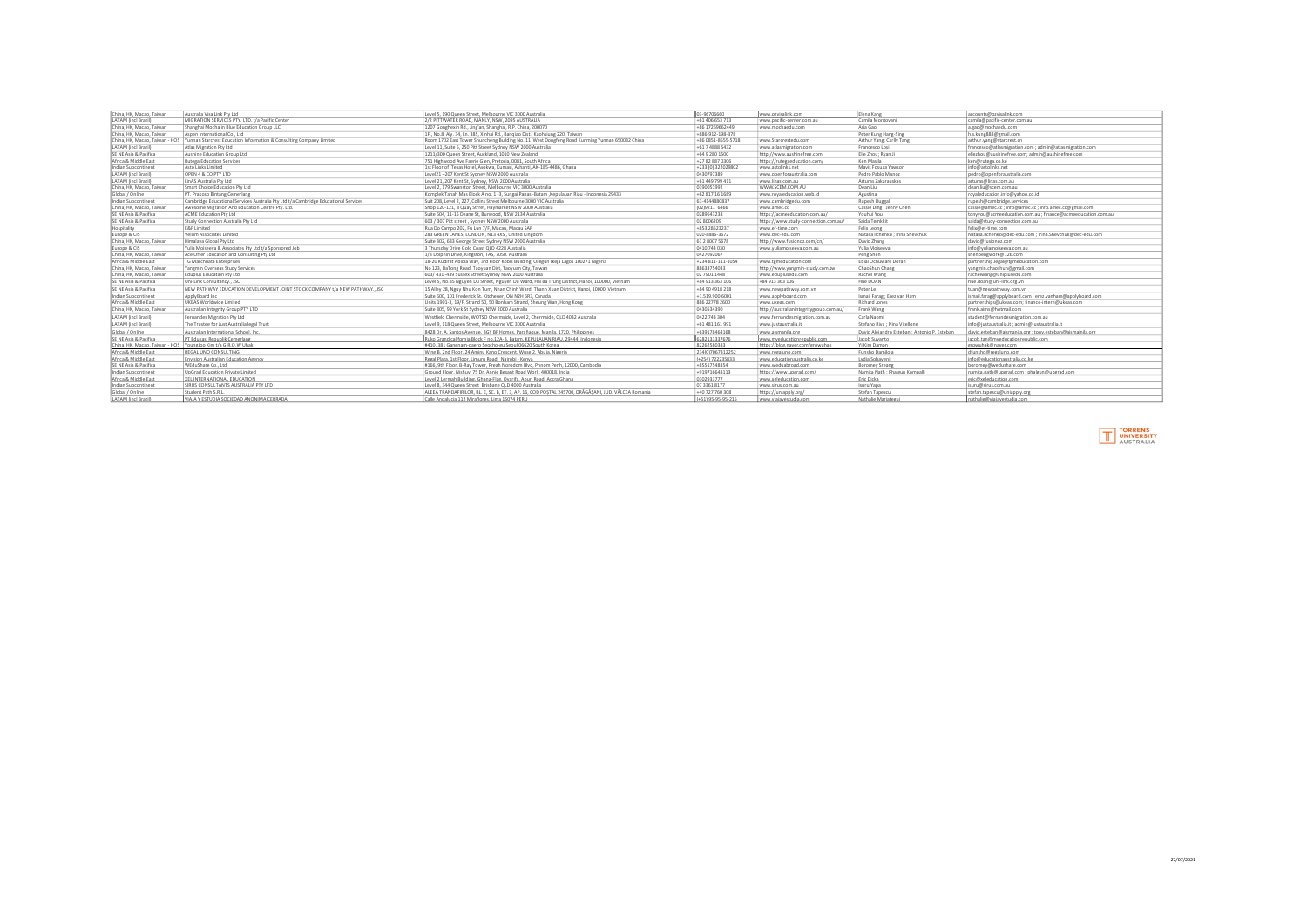| | | | | | | |
|---|---|---|---|---|---|---|
| China, HK, Macao, Taiwan | Australia Visa Link Pty Ltd | Level 5, 190 Queen Street, Melbourne VIC 3000 Australia | 03-96706660 | www.ozvisalink.com | Elena Kang | accounts@ozvisalink.com |
| LATAM (incl Brazil) | MIGRATION SERVICES PTY. LTD. t/a Pacific Center | 2/2 PITTWATER ROAD, MANLY, NSW, 2095 AUSTRALIA | +61 406 653 713 | www.pacific-center.com.au | Camila Montesvani | camila@pacific-center.com.au |
| China, HK, Macao, Taiwan | Shanghai Mocha in Blue Education Group LLC | 1207 Gonghexin Rd., Jing'an, Shanghai, R.P. China, 200070 | +86 17269662449 | www.mochaedu.com | Aria Gao | a.gao@mochaedu.com |
| China, HK, Macao, Taiwan | Aspen International Co., Ltd | 1F., No.8, Aly. 34, Ln. 385, Xinhai Rd., Banqiao Dist., Kaohsiung 220, Taiwan | +886-912-198-378 | | Peter Kung Hang-Sing | h.s.kung888@gmail.com |
| China, HK, Macao, Taiwan - HOS | Yunnan Starcrest Education Information & Consulting Company Limited | Room 1702 East Tower Shuncheng Building No. 11 West Dongfeng Road Kunming Yunnan 650032 China | +86 0851-8555-5718 | www.Starcrestedu.com | Arthur Yang; Carlly Tang | arthur.yang@starcrest.cn |
| LATAM (incl Brazil) | Atlas Migration Pty Ltd | Level 11, Suite 5, 250 Pitt Street Sydney NSW 2000 Australia | +61 7 4888 5432 | www.atlasmigration.com | Francesco Lzzi | francesco@atlasmigration.com ; admin@atlasmigration.com |
| SE NE Asia & Pacifica | Aushine Education Group Ltd | 1211/300 Queen Street, Auckland, 1010 New Zealand | +64 9 280 1500 | http://www.aushinefree.com | Elle Zhou; Ryan Ji | ellezhou@aushinefree.com; admin@aushinefree.com |
| Africa & Middle East | Rutego Education Services | 751 Highwood Ave Faerie Glen, Pretoria, 0081, South Africa | +27 82 887 0306 | https://rutegoeducation.com/ | Ken Masila | ken@rutego.co.ke |
| Indian Subcontinent | Asto Links Limited | 1st Floor of Texas Hotel, Asokwa, Kumasi, Ashanti, AK-185-4486, Ghana | +233 (0) 322029802 | www.astolinks.net | Mavis Fosuaa Yawson | info@astolinks.net |
| LATAM (incl Brazil) | OPEN 4 & CO PTY LTD | Level21--207 Kent St Sydney NSW 2000 Australia | 0430797389 | www.openforaustralia.com | Pedro Pablo Munoz | pedro@openforaustralia.com |
| LATAM (incl Brazil) | LinAS Australia Pty Ltd | Level 21, 207 Kent St, Sydney, NSW 2000 Australia | +61 449 799 411 | www.linas.com.au | Arturas Zakarauskas | arturas@linas.com.au |
| China, HK, Macao, Taiwan | Smart Choice Education Pty Ltd | Level 2, 179 Swanston Street, Melbourne VIC 3000 Australia | 0390051992 | WWW.SCEM.COM.AU | Dean Liu | dean.liu@scem.com.au |
| Global / Online | PT. Prakoso Bintang Cemerlang | Komplek Taman Mas Blok A no. 1 - 3, Sungai Panas -Batam ,Kepulauan Riau - Indonesia 29433 | +62 817 16 1689 | www.royaleducation.web.id | Agustina | royaleducation.info@yahoo.co.id |
| Indian Subcontinent | Cambridge Educational Services Australia Pty Ltd t/a Cambridge Educational Services | Suit 208, Level 2, 227, Collins Street Melbourne 3000 VIC Australia | 61-4144880837 | www.cambridgedu.com | Rupesh Duggal | rupesh@cambridge.services |
| China, HK, Macao, Taiwan | Awesome Migration And Education Centre Pty. Ltd. | Shop 120-121, 8 Quay Street, Haymarket NSW 2000 Australia | (02)9211 6466 | www.amec.cc | Cassie Ding ; Jenny Chen | cassie@amec.cc ; info.amec.cc ; info.amec.cc@gmail.com |
| SE NE Asia & Pacifica | ACME Education Pty Ltd | Suite 604, 11-15 Deane St, Burwood, NSW 2134 Australia | 0289643238 | https://acmeeducation.com.au/ | Youhui You | tonyyou@acmeeducation.com.au ; finance@acmeeducation.com.au |
| SE NE Asia & Pacifica | Study Connection Australia Pty Ltd | 603 / 307 Pitt street , Sydney NSW 2000 Australia | 02 8006209 | https://www.study-connection.com.au/ | Saida Temkkit | saida@study-connection.com.au |
| Hospitality | E&F Limited | Rua Do Campo 202, Fu Lun 7/F, Macau, Macau SAR | +853 28523237 | www.ef-time.com | Felix Leong | felix@ef-time.com |
| Europe & CIS | Velum Associates Limited | 283 GREEN LANES, LONDON, N13 4XS , United Kingdom | 020-8886-3672 | www.dec-edu.com | Natalia Ilchenko ; Irina Shevchuk | Natalia.ilchenko@dec-edu.com ; Irina.Shevchuk@dec-edu.com |
| China, HK, Macao, Taiwan | Himalaya Global Pty Ltd | Suite 302, 683 George Street Sydney NSW 2000 Australia | 61 2 8007 5678 | http://www.fusionoz.com/cn/ | David Zhang | david@fusionoz.com |
| Europe & CIS | Yulia Moiseeva & Associates Pty Ltd t/a Sponsored Job | 3 Thursday Drive Gold Coast QLD 4228 Australia | 0410 744 030 | www.yuliamoiseeva.com.au | Yulia Moiseeva | info@yuliamoiseeva.com.au |
| China, HK, Macao, Taiwan | Ace Offer Education and Consulting Pty Ltd | 1/8 Dolphin Drive, Kingston, TAS, 7050. Australia | 0427092067 | | Peng Shen | shenpengwork@126.com |
| Africa & Middle East | TG Marchneta Enterprises | 18-20 Kudirat Abiola Way, 3rd Floor Kobis Building, Oregun Ikeja Lagos 100271 Nigeria | +234 811-111-3054 | www.tgmeducation.com | Eloial Ochuwane Dorah | partnership.legal@tgmeducation.com |
| China, HK, Macao, Taiwan | Yangmin Overseas Study Services | No 123, DaTong Road, Taoyuan Dist, Taoyuan City, Taiwan | 88633754033 | http://www.yangmin-study.com.tw | ChaoShun Chang | yangmin.chaoshun@gmail.com |
| China, HK, Macao, Taiwan | Eduplus Education Pty Ltd | 603/ 431 -439 Sussex Street Sydney NSW 2000 Australia | 02 7901 1448 | www.eduplusedu.com | Rachel Wang | rachelwang@uniplusedu.com |
| SE NE Asia & Pacifica | Uni-Link Consultancy., JSC | Level 5, No.85 Nguyen Du Street, Nguyen Du Ward, Hai Ba Trung District, Hanoi, 100000, Vietnam | +84 913 363 106 | +84 913 363 106 | Hue DOAN | hue.doan@uni-link.org.vn |
| SE NE Asia & Pacifica | NEW PATHWAY EDUCATION DEVELOPMENT JOINT STOCK COMPANY t/a NEW PATHWAY., JSC | 15 Alley 28, Nguy Nhu Kon Tum, Nhan Chinh Ward, Thanh Xuan District, Hanoi, 10000, Vietnam | +84 90 4918 218 | www.newpathway.com.vn | Peter Le | tuan@newpathway.com.vn |
| Indian Subcontinent | ApplyBoard Inc | Suite 600, 101 Frederick St. Kitchener, ON N2H 6R3, Canada | +1.519.900.6001 | www.applyboard.com | Ismail Farag ; Enzo van Ham | ismail.farag@applyboard.com ; enzo.vanham@applyboard.com |
| Africa & Middle East | UKEAS Worldwide Limited | Units 1901-3, 19/F, Strand 50, 50 Bonham Strand, Sheung Wan, Hong Kong | 886 22778 2600 | www.ukeas.com | Richard Jones | partnerships@ukeas.com; finance-intern@ukeas.com |
| China, HK, Macao, Taiwan | Australian Integrity Group PTY LTD | Suite 805, 99 York St Sydney NSW 2000 Australia | 0430534390 | http://australianintegritygroup.com.au/ | Frank Wang | frank.aims@hotmail.com |
| LATAM (incl Brazil) | Fernandes Migration Pty Ltd | Westfield Chermside, WOTSO Chermside, Level 2, Chermside, QLD 4032 Australia | 0422 743 304 | www.fernandesmigration.com.au | Carla Naomi | student@fernandesmigration.com.au |
| LATAM (incl Brazil) | The Trustee for Just Australia legal Trust | Level 9, 118 Queen Street, Melbourne VIC 3000 Australia | +61 481 161 991 | www.justaustralia.it | Stefano Riva ; Nina Vitellone | info@justaustralia.it ; admin@justaustralia.it |
| Global / Online | Australian International School, Inc. | 8428 Dr. A. Santos Avenue, BGY BF Homes, Parañaque, Manila, 1720, Philippines | +639178464168 | www.aismanila.org | David Alejandro Esteban ; Antonio P. Esteban | david.esteban@aismanila.org ; tony.esteban@aismanila.org |
| SE NE Asia & Pacifica | PT Edukasi Republik Cemerlang | Ruko Grand california Block F no.12A-B, Batam, KEPULAUAN RIAU, 29444, Indonesia | 6282133337676 | www.myeducationrepublic.com | Jacob Suyanto | jacob.tan@myeducationrepublic.com |
| China, HK, Macao, Taiwan - HOS | Youngdoo Kim t/a G.R.O.W.Uhak | #410, 381 Gangnam-daero Seocho-gu Seoul 06620 South Korea | 82262580383 | https://blog.naver.com/growuhak | Yj Kim Damon | growuhak@naver.com |
| Africa & Middle East | REGAL UNO CONSULTING | Wing B, 2nd Floor, 24 Aminu Kano Crescent, Wuse 2, Abuja, Nigeria | 234(0)7067312252 | www.regaluno.com | Funsho Damilola | dfunsho@regaluno.com |
| Africa & Middle East | Envision Australian Education Agency | Regal Plaza, 1st Floor, Limuru Road, Nairobi - Kenya | (+254) 722235833 | www.educationaustralia.co.ke | Lydia Sobayeni | info@educationaustralia.co.ke |
| SE NE Asia & Pacifica | WEduShare Co., Ltd | #166, 9th Floor, B-Ray Tower, Preah Norodom Blvd, Phnom Penh, 12000, Cambodia | +85517548354 | www.weduabroad.com | Boromey Sreang | boromey@wedushare.com |
| Indian Subcontinent | UpGrad Education Private Limited | Ground Floor, Nishuvi 75 Dr. Annie Besant Road Worli, 400018, India | +919716648113 | https://www.upgrad.com/ | Namita Nath ; Phalgun Kompalli | namita.nath@upgrad.com ; phalgun@upgrad.com |
| Africa & Middle East | XEL INTERNATIONAL EDUCATION | Level 2 Lermah Building, Ghana-Flag, Oyarifa, Aburi Road, Accra Ghana | 0302933777 | www.xeleducation.com | Eric Dicku | eric@xeleducation.com |
| Indian Subcontinent | SIRIUS CONSULTANTS AUSTRALIA PTY LTD | Level 8, 344 Queen Street Brisbane QLD 4000 Australia | 07 3361 8177 | www.sirius.com.au | Isuru Yapa | isuru@sirius.com.au |
| Global / Online | Student Path S.R.L | ALEEA TRANDAFIRILOR, BL. E, SC. B, ET. 3, AP. 16, COD POȘTAL 245700, DRĂGĂȘANI, JUD. VÂLCEA Romania | +40 727 760 308 | https://uniapply.org/ | Stefan Tapescu | stefan.tapescu@uniapply.org |
| LATAM (incl Brazil) | VIAJA Y ESTUDIA SOCIEDAD ANONIMA CERRADA | Calle Andalucia 112 Miraflores, Lima 15074 PERU | (+51) 95-95-95-215 | www.viajayestudia.com | Nathalie Mariategui | nathalie@viajayestudia.com |

27/07/2021